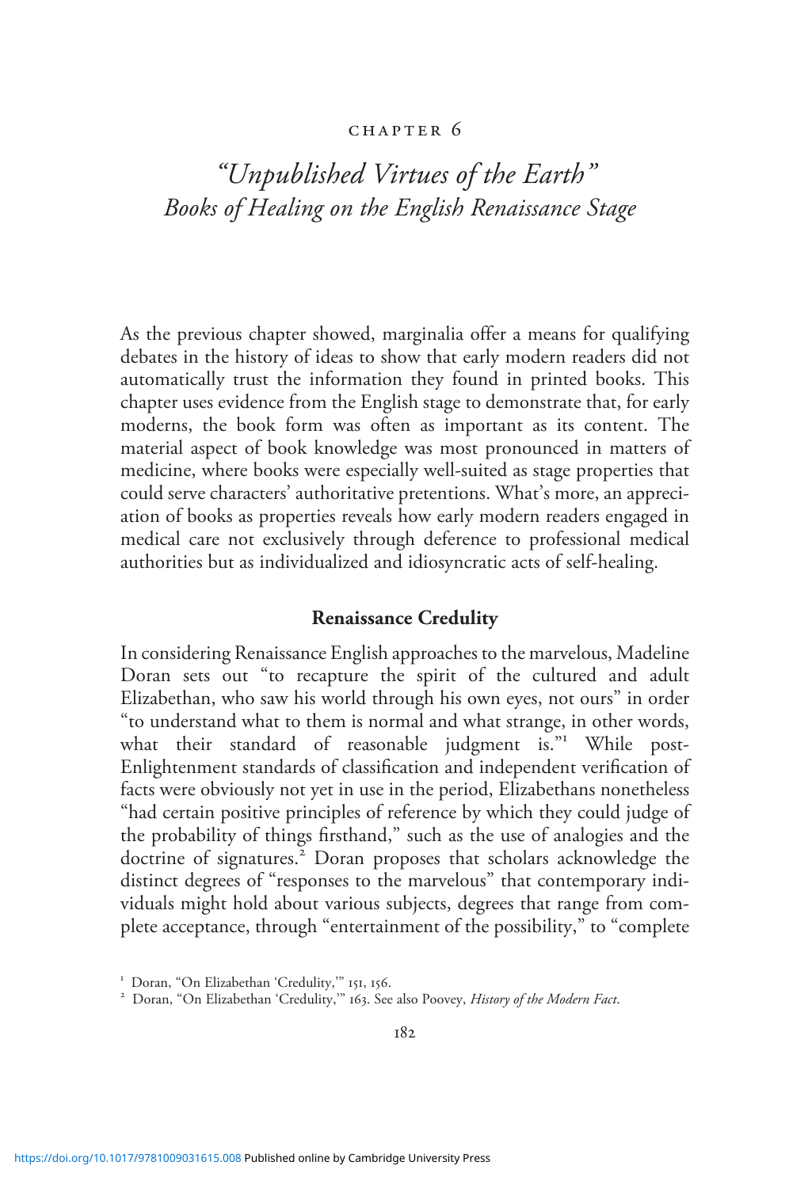# CHAPTER 6

## *"Unpublished Virtues of the Earth" Books of Healing on the English Renaissance Stage*

As the previous chapter showed, marginalia offer a means for qualifying debates in the history of ideas to show that early modern readers did not automatically trust the information they found in printed books. This chapter uses evidence from the English stage to demonstrate that, for early moderns, the book form was often as important as its content. The material aspect of book knowledge was most pronounced in matters of medicine, where books were especially well-suited as stage properties that could serve characters' authoritative pretentions. What's more, an appreciation of books as properties reveals how early modern readers engaged in medical care not exclusively through deference to professional medical authorities but as individualized and idiosyncratic acts of self-healing.

### Renaissance Credulity

In considering Renaissance English approaches to the marvelous, Madeline Doran sets out "to recapture the spirit of the cultured and adult Elizabethan, who saw his world through his own eyes, not ours" in order "to understand what to them is normal and what strange, in other words, what their standard of reasonable judgment is."[1] While post-Enlightenment standards of classification and independent verification of facts were obviously not yet in use in the period, Elizabethans nonetheless "had certain positive principles of reference by which they could judge of the probability of things firsthand," such as the use of analogies and the doctrine of signatures.[2] Doran proposes that scholars acknowledge the distinct degrees of "responses to the marvelous" that contemporary individuals might hold about various subjects, degrees that range from complete acceptance, through "entertainment of the possibility," to "complete

[1] Doran, "On Elizabethan 'Credulity,'" 151, 156.

[2] Doran, "On Elizabethan 'Credulity,'" 163. See also Poovey, *History of the Modern Fact*.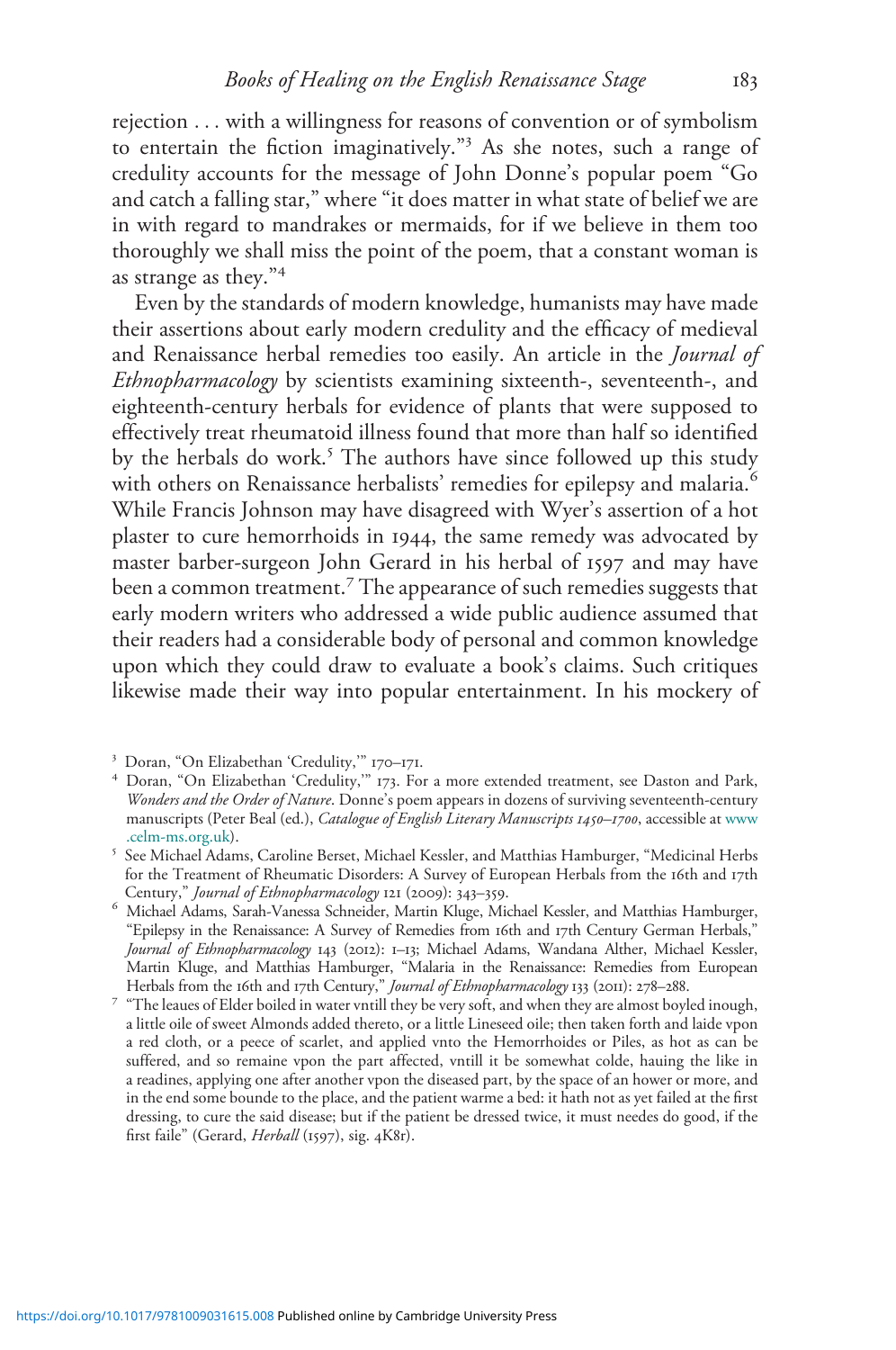rejection . . . with a willingness for reasons of convention or of symbolism to entertain the fiction imaginatively."[3] As she notes, such a range of credulity accounts for the message of John Donne's popular poem "Go and catch a falling star," where "it does matter in what state of belief we are in with regard to mandrakes or mermaids, for if we believe in them too thoroughly we shall miss the point of the poem, that a constant woman is as strange as they."[4]

Even by the standards of modern knowledge, humanists may have made their assertions about early modern credulity and the efficacy of medieval and Renaissance herbal remedies too easily. An article in the *Journal of Ethnopharmacology* by scientists examining sixteenth-, seventeenth-, and eighteenth-century herbals for evidence of plants that were supposed to effectively treat rheumatoid illness found that more than half so identified by the herbals do work.[5] The authors have since followed up this study with others on Renaissance herbalists' remedies for epilepsy and malaria.[6] While Francis Johnson may have disagreed with Wyer's assertion of a hot plaster to cure hemorrhoids in 1944, the same remedy was advocated by master barber-surgeon John Gerard in his herbal of 1597 and may have been a common treatment.[7] The appearance of such remedies suggests that early modern writers who addressed a wide public audience assumed that their readers had a considerable body of personal and common knowledge upon which they could draw to evaluate a book's claims. Such critiques likewise made their way into popular entertainment. In his mockery of

[3] Doran, "On Elizabethan 'Credulity,'" 170–171.

[4] Doran, "On Elizabethan 'Credulity,'" 173. For a more extended treatment, see Daston and Park, *Wonders and the Order of Nature*. Donne's poem appears in dozens of surviving seventeenth-century manuscripts (Peter Beal (ed.), *Catalogue of English Literary Manuscripts 1450–1700*, accessible at www.celm-ms.org.uk).

[5] See Michael Adams, Caroline Berset, Michael Kessler, and Matthias Hamburger, "Medicinal Herbs for the Treatment of Rheumatic Disorders: A Survey of European Herbals from the 16th and 17th Century," *Journal of Ethnopharmacology* 121 (2009): 343–359.

[6] Michael Adams, Sarah-Vanessa Schneider, Martin Kluge, Michael Kessler, and Matthias Hamburger, "Epilepsy in the Renaissance: A Survey of Remedies from 16th and 17th Century German Herbals," *Journal of Ethnopharmacology* 143 (2012): 1–13; Michael Adams, Wandana Alther, Michael Kessler, Martin Kluge, and Matthias Hamburger, "Malaria in the Renaissance: Remedies from European Herbals from the 16th and 17th Century," *Journal of Ethnopharmacology* 133 (2011): 278–288.

[7] "The leaues of Elder boiled in water vntill they be very soft, and when they are almost boyled inough, a little oile of sweet Almonds added thereto, or a little Lineseed oile; then taken forth and laide vpon a red cloth, or a peece of scarlet, and applied vnto the Hemorrhoides or Piles, as hot as can be suffered, and so remaine vpon the part affected, vntill it be somewhat colde, hauing the like in a readines, applying one after another vpon the diseased part, by the space of an hower or more, and in the end some bounde to the place, and the patient warme a bed: it hath not as yet failed at the first dressing, to cure the said disease; but if the patient be dressed twice, it must needes do good, if the first faile" (Gerard, *Herball* (1597), sig. 4K8r).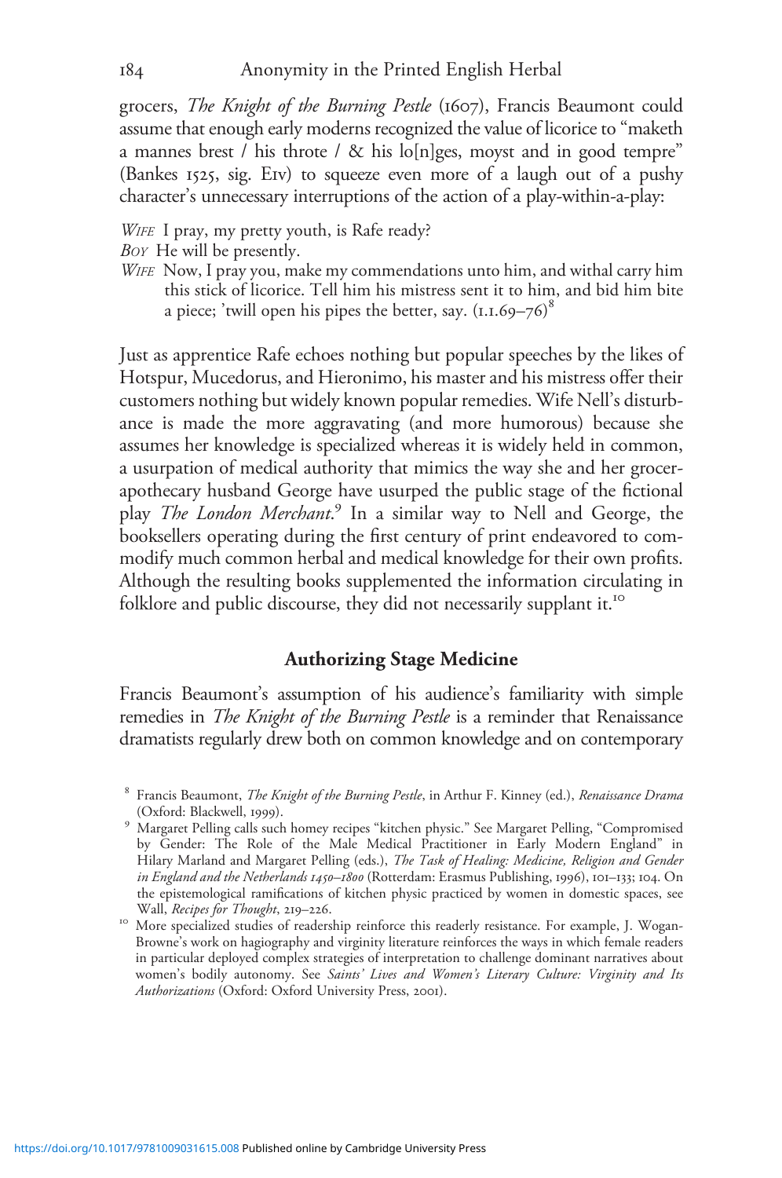grocers, *The Knight of the Burning Pestle* (1607), Francis Beaumont could assume that enough early moderns recognized the value of licorice to "maketh a mannes brest / his throte / & his lo[n]ges, moyst and in good tempre" (Bankes 1525, sig. E1v) to squeeze even more of a laugh out of a pushy character's unnecessary interruptions of the action of a play-within-a-play:

*Wife* I pray, my pretty youth, is Rafe ready?
*Boy* He will be presently.
*Wife* Now, I pray you, make my commendations unto him, and withal carry him this stick of licorice. Tell him his mistress sent it to him, and bid him bite a piece; 'twill open his pipes the better, say. (1.1.69–76)[8]

Just as apprentice Rafe echoes nothing but popular speeches by the likes of Hotspur, Mucedorus, and Hieronimo, his master and his mistress offer their customers nothing but widely known popular remedies. Wife Nell's disturbance is made the more aggravating (and more humorous) because she assumes her knowledge is specialized whereas it is widely held in common, a usurpation of medical authority that mimics the way she and her grocer-apothecary husband George have usurped the public stage of the fictional play *The London Merchant*.[9] In a similar way to Nell and George, the booksellers operating during the first century of print endeavored to commodify much common herbal and medical knowledge for their own profits. Although the resulting books supplemented the information circulating in folklore and public discourse, they did not necessarily supplant it.[10]

## Authorizing Stage Medicine

Francis Beaumont's assumption of his audience's familiarity with simple remedies in *The Knight of the Burning Pestle* is a reminder that Renaissance dramatists regularly drew both on common knowledge and on contemporary

[8] Francis Beaumont, *The Knight of the Burning Pestle*, in Arthur F. Kinney (ed.), *Renaissance Drama* (Oxford: Blackwell, 1999).

[9] Margaret Pelling calls such homey recipes "kitchen physic." See Margaret Pelling, "Compromised by Gender: The Role of the Male Medical Practitioner in Early Modern England" in Hilary Marland and Margaret Pelling (eds.), *The Task of Healing: Medicine, Religion and Gender in England and the Netherlands 1450–1800* (Rotterdam: Erasmus Publishing, 1996), 101–133; 104. On the epistemological ramifications of kitchen physic practiced by women in domestic spaces, see Wall, *Recipes for Thought*, 219–226.

[10] More specialized studies of readership reinforce this readerly resistance. For example, J. Wogan-Browne's work on hagiography and virginity literature reinforces the ways in which female readers in particular deployed complex strategies of interpretation to challenge dominant narratives about women's bodily autonomy. See *Saints' Lives and Women's Literary Culture: Virginity and Its Authorizations* (Oxford: Oxford University Press, 2001).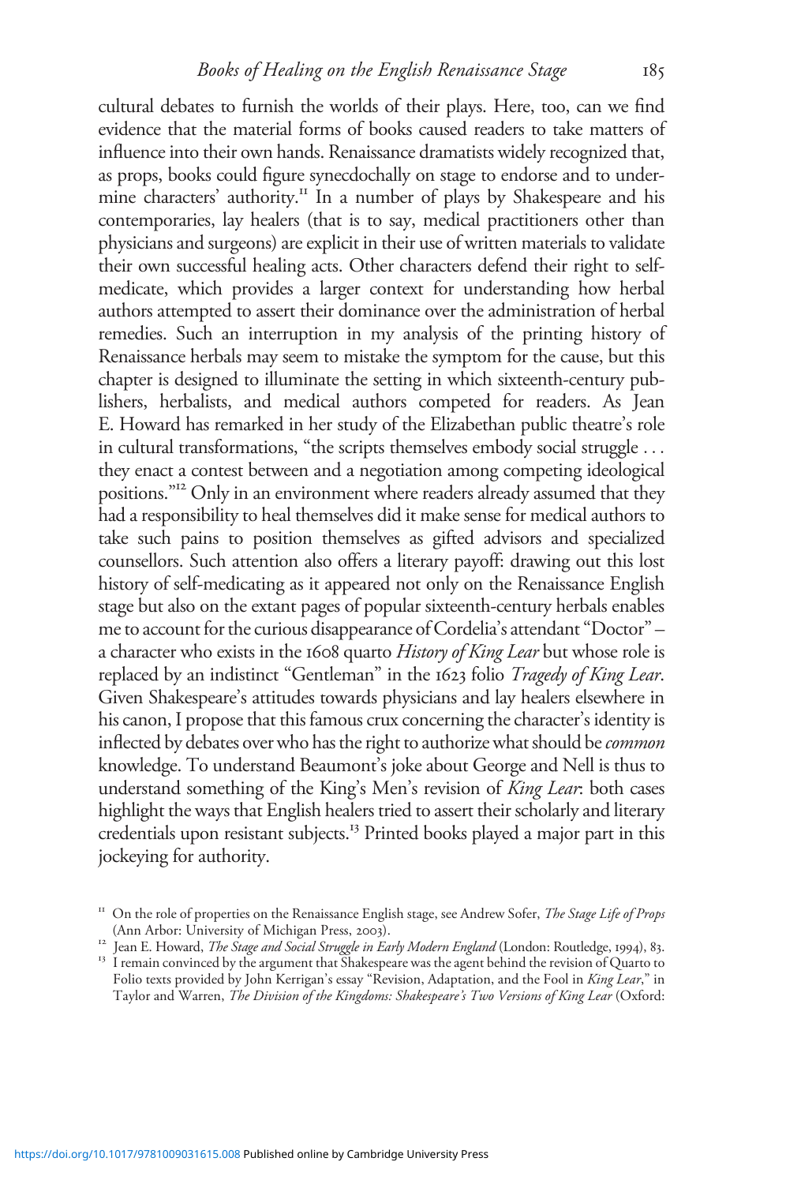cultural debates to furnish the worlds of their plays. Here, too, can we find evidence that the material forms of books caused readers to take matters of influence into their own hands. Renaissance dramatists widely recognized that, as props, books could figure synecdochally on stage to endorse and to undermine characters' authority.[11] In a number of plays by Shakespeare and his contemporaries, lay healers (that is to say, medical practitioners other than physicians and surgeons) are explicit in their use of written materials to validate their own successful healing acts. Other characters defend their right to self-medicate, which provides a larger context for understanding how herbal authors attempted to assert their dominance over the administration of herbal remedies. Such an interruption in my analysis of the printing history of Renaissance herbals may seem to mistake the symptom for the cause, but this chapter is designed to illuminate the setting in which sixteenth-century publishers, herbalists, and medical authors competed for readers. As Jean E. Howard has remarked in her study of the Elizabethan public theatre's role in cultural transformations, "the scripts themselves embody social struggle . . . they enact a contest between and a negotiation among competing ideological positions."[12] Only in an environment where readers already assumed that they had a responsibility to heal themselves did it make sense for medical authors to take such pains to position themselves as gifted advisors and specialized counsellors. Such attention also offers a literary payoff: drawing out this lost history of self-medicating as it appeared not only on the Renaissance English stage but also on the extant pages of popular sixteenth-century herbals enables me to account for the curious disappearance of Cordelia's attendant "Doctor" – a character who exists in the 1608 quarto *History of King Lear* but whose role is replaced by an indistinct "Gentleman" in the 1623 folio *Tragedy of King Lear*. Given Shakespeare's attitudes towards physicians and lay healers elsewhere in his canon, I propose that this famous crux concerning the character's identity is inflected by debates over who has the right to authorize what should be *common* knowledge. To understand Beaumont's joke about George and Nell is thus to understand something of the King's Men's revision of *King Lear*: both cases highlight the ways that English healers tried to assert their scholarly and literary credentials upon resistant subjects.[13] Printed books played a major part in this jockeying for authority.

[11] On the role of properties on the Renaissance English stage, see Andrew Sofer, *The Stage Life of Props* (Ann Arbor: University of Michigan Press, 2003).

[12] Jean E. Howard, *The Stage and Social Struggle in Early Modern England* (London: Routledge, 1994), 83.

[13] I remain convinced by the argument that Shakespeare was the agent behind the revision of Quarto to Folio texts provided by John Kerrigan's essay "Revision, Adaptation, and the Fool in *King Lear*," in Taylor and Warren, *The Division of the Kingdoms: Shakespeare's Two Versions of King Lear* (Oxford: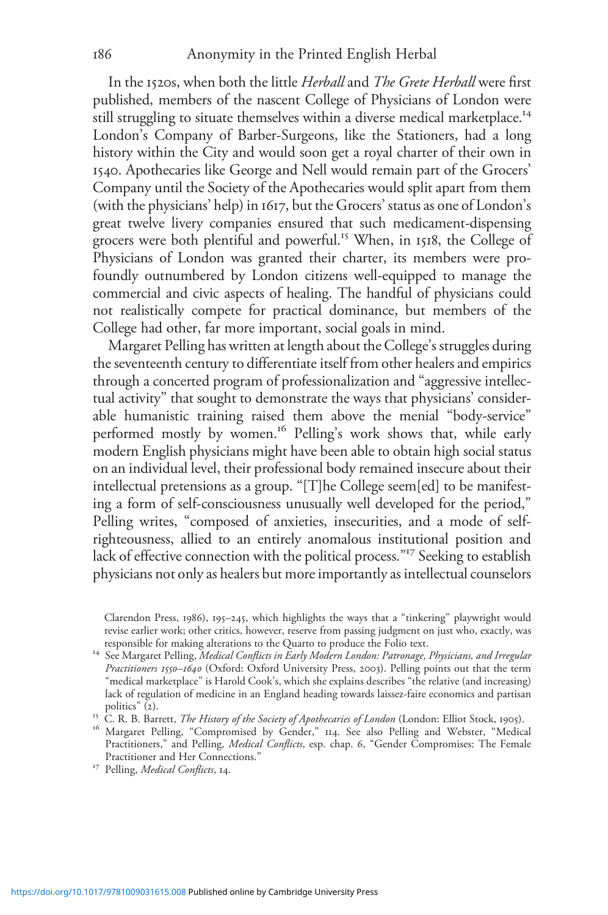In the 1520s, when both the little *Herball* and *The Grete Herball* were first published, members of the nascent College of Physicians of London were still struggling to situate themselves within a diverse medical marketplace.[14] London's Company of Barber-Surgeons, like the Stationers, had a long history within the City and would soon get a royal charter of their own in 1540. Apothecaries like George and Nell would remain part of the Grocers' Company until the Society of the Apothecaries would split apart from them (with the physicians' help) in 1617, but the Grocers' status as one of London's great twelve livery companies ensured that such medicament-dispensing grocers were both plentiful and powerful.[15] When, in 1518, the College of Physicians of London was granted their charter, its members were profoundly outnumbered by London citizens well-equipped to manage the commercial and civic aspects of healing. The handful of physicians could not realistically compete for practical dominance, but members of the College had other, far more important, social goals in mind.

Margaret Pelling has written at length about the College's struggles during the seventeenth century to differentiate itself from other healers and empirics through a concerted program of professionalization and "aggressive intellectual activity" that sought to demonstrate the ways that physicians' considerable humanistic training raised them above the menial "body-service" performed mostly by women.[16] Pelling's work shows that, while early modern English physicians might have been able to obtain high social status on an individual level, their professional body remained insecure about their intellectual pretensions as a group. "[T]he College seem[ed] to be manifesting a form of self-consciousness unusually well developed for the period," Pelling writes, "composed of anxieties, insecurities, and a mode of self-righteousness, allied to an entirely anomalous institutional position and lack of effective connection with the political process."[17] Seeking to establish physicians not only as healers but more importantly as intellectual counselors

Clarendon Press, 1986), 195–245, which highlights the ways that a "tinkering" playwright would revise earlier work; other critics, however, reserve from passing judgment on just who, exactly, was responsible for making alterations to the Quarto to produce the Folio text.

[14] See Margaret Pelling, *Medical Conflicts in Early Modern London: Patronage, Physicians, and Irregular Practitioners 1550–1640* (Oxford: Oxford University Press, 2003). Pelling points out that the term "medical marketplace" is Harold Cook's, which she explains describes "the relative (and increasing) lack of regulation of medicine in an England heading towards laissez-faire economics and partisan politics" (2).

[15] C. R. B. Barrett, *The History of the Society of Apothecaries of London* (London: Elliot Stock, 1905).

[16] Margaret Pelling, "Compromised by Gender," 114. See also Pelling and Webster, "Medical Practitioners," and Pelling, *Medical Conflicts*, esp. chap. 6, "Gender Compromises: The Female Practitioner and Her Connections."

[17] Pelling, *Medical Conflicts*, 14.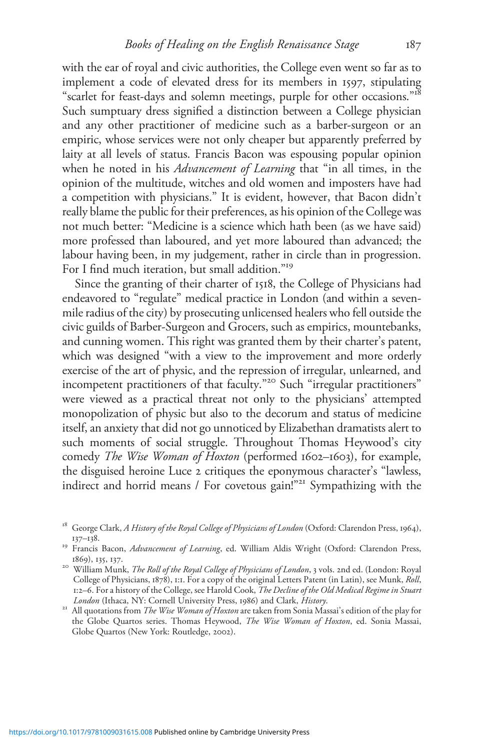with the ear of royal and civic authorities, the College even went so far as to implement a code of elevated dress for its members in 1597, stipulating "scarlet for feast-days and solemn meetings, purple for other occasions."[18] Such sumptuary dress signified a distinction between a College physician and any other practitioner of medicine such as a barber-surgeon or an empiric, whose services were not only cheaper but apparently preferred by laity at all levels of status. Francis Bacon was espousing popular opinion when he noted in his *Advancement of Learning* that "in all times, in the opinion of the multitude, witches and old women and imposters have had a competition with physicians." It is evident, however, that Bacon didn't really blame the public for their preferences, as his opinion of the College was not much better: "Medicine is a science which hath been (as we have said) more professed than laboured, and yet more laboured than advanced; the labour having been, in my judgement, rather in circle than in progression. For I find much iteration, but small addition."[19]

Since the granting of their charter of 1518, the College of Physicians had endeavored to "regulate" medical practice in London (and within a seven-mile radius of the city) by prosecuting unlicensed healers who fell outside the civic guilds of Barber-Surgeon and Grocers, such as empirics, mountebanks, and cunning women. This right was granted them by their charter's patent, which was designed "with a view to the improvement and more orderly exercise of the art of physic, and the repression of irregular, unlearned, and incompetent practitioners of that faculty."[20] Such "irregular practitioners" were viewed as a practical threat not only to the physicians' attempted monopolization of physic but also to the decorum and status of medicine itself, an anxiety that did not go unnoticed by Elizabethan dramatists alert to such moments of social struggle. Throughout Thomas Heywood's city comedy *The Wise Woman of Hoxton* (performed 1602–1603), for example, the disguised heroine Luce 2 critiques the eponymous character's "lawless, indirect and horrid means / For covetous gain!"[21] Sympathizing with the

[18] George Clark, *A History of the Royal College of Physicians of London* (Oxford: Clarendon Press, 1964), 137–138.

[19] Francis Bacon, *Advancement of Learning*, ed. William Aldis Wright (Oxford: Clarendon Press, 1869), 135, 137.

[20] William Munk, *The Roll of the Royal College of Physicians of London*, 3 vols. 2nd ed. (London: Royal College of Physicians, 1878), 1:1. For a copy of the original Letters Patent (in Latin), see Munk, *Roll*, 1:2–6. For a history of the College, see Harold Cook, *The Decline of the Old Medical Regime in Stuart London* (Ithaca, NY: Cornell University Press, 1986) and Clark, *History*.

[21] All quotations from *The Wise Woman of Hoxton* are taken from Sonia Massai's edition of the play for the Globe Quartos series. Thomas Heywood, *The Wise Woman of Hoxton*, ed. Sonia Massai, Globe Quartos (New York: Routledge, 2002).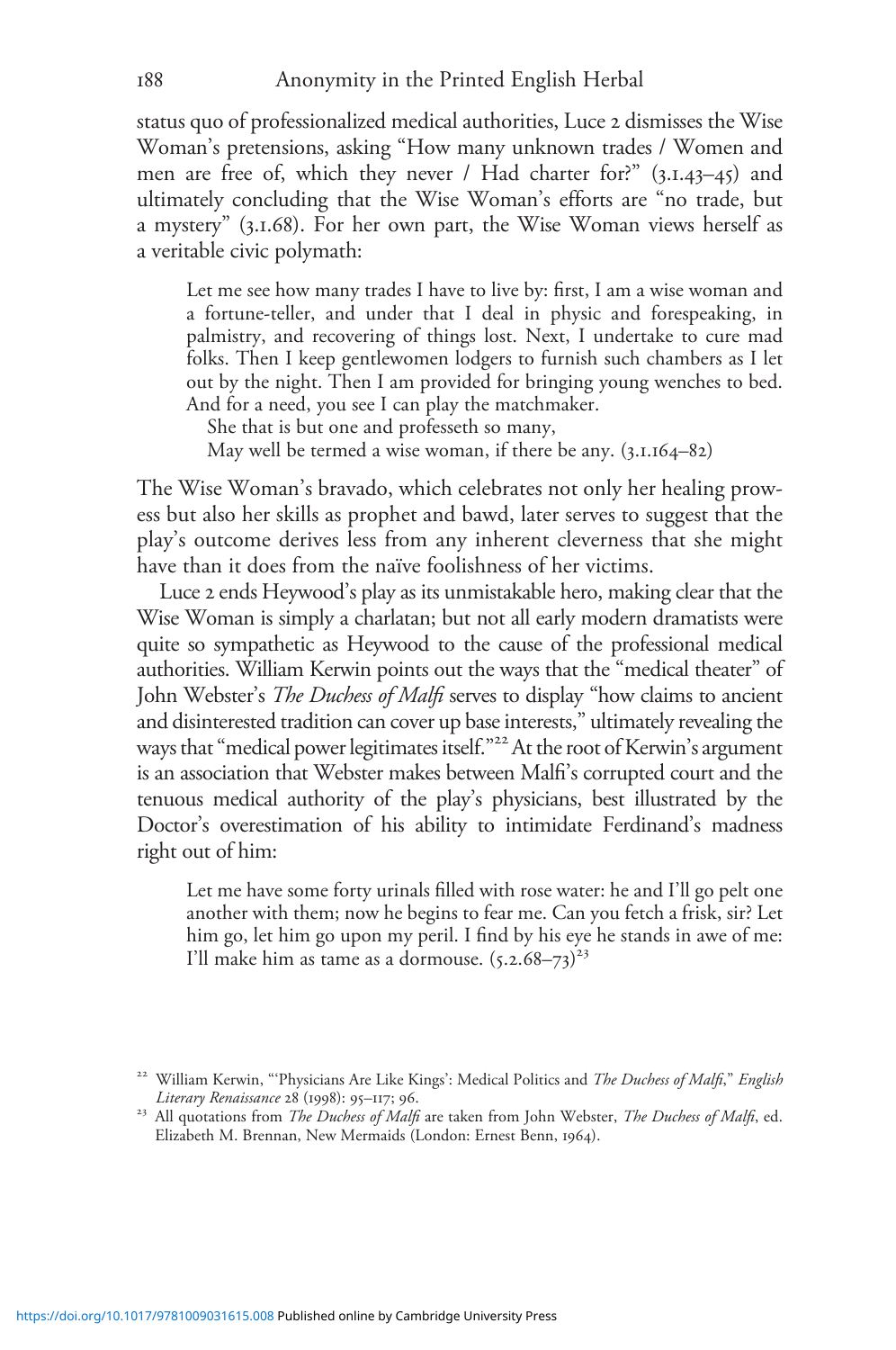status quo of professionalized medical authorities, Luce 2 dismisses the Wise Woman's pretensions, asking "How many unknown trades / Women and men are free of, which they never / Had charter for?" (3.1.43–45) and ultimately concluding that the Wise Woman's efforts are "no trade, but a mystery" (3.1.68). For her own part, the Wise Woman views herself as a veritable civic polymath:

> Let me see how many trades I have to live by: first, I am a wise woman and a fortune-teller, and under that I deal in physic and forespeaking, in palmistry, and recovering of things lost. Next, I undertake to cure mad folks. Then I keep gentlewomen lodgers to furnish such chambers as I let out by the night. Then I am provided for bringing young wenches to bed. And for a need, you see I can play the matchmaker.
>
> She that is but one and professeth so many,
> May well be termed a wise woman, if there be any. (3.1.164–82)

The Wise Woman's bravado, which celebrates not only her healing prowess but also her skills as prophet and bawd, later serves to suggest that the play's outcome derives less from any inherent cleverness that she might have than it does from the naïve foolishness of her victims.

Luce 2 ends Heywood's play as its unmistakable hero, making clear that the Wise Woman is simply a charlatan; but not all early modern dramatists were quite so sympathetic as Heywood to the cause of the professional medical authorities. William Kerwin points out the ways that the "medical theater" of John Webster's *The Duchess of Malfi* serves to display "how claims to ancient and disinterested tradition can cover up base interests," ultimately revealing the ways that "medical power legitimates itself."[22] At the root of Kerwin's argument is an association that Webster makes between Malfi's corrupted court and the tenuous medical authority of the play's physicians, best illustrated by the Doctor's overestimation of his ability to intimidate Ferdinand's madness right out of him:

> Let me have some forty urinals filled with rose water: he and I'll go pelt one another with them; now he begins to fear me. Can you fetch a frisk, sir? Let him go, let him go upon my peril. I find by his eye he stands in awe of me: I'll make him as tame as a dormouse. (5.2.68–73)[23]

---

[22] William Kerwin, "'Physicians Are Like Kings': Medical Politics and *The Duchess of Malfi*," *English Literary Renaissance* 28 (1998): 95–117; 96.

[23] All quotations from *The Duchess of Malfi* are taken from John Webster, *The Duchess of Malfi*, ed. Elizabeth M. Brennan, New Mermaids (London: Ernest Benn, 1964).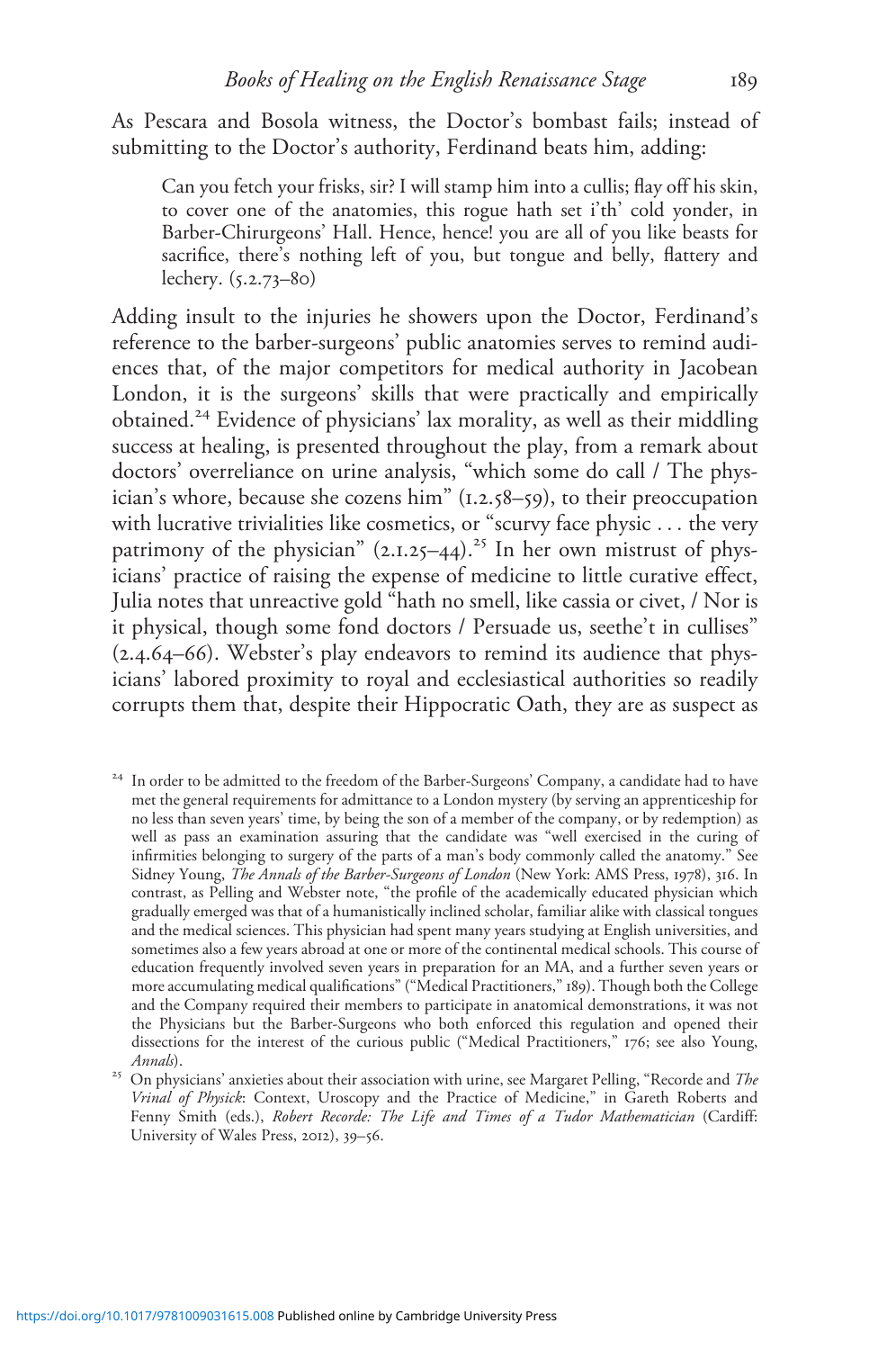As Pescara and Bosola witness, the Doctor's bombast fails; instead of submitting to the Doctor's authority, Ferdinand beats him, adding:

> Can you fetch your frisks, sir? I will stamp him into a cullis; flay off his skin, to cover one of the anatomies, this rogue hath set i'th' cold yonder, in Barber-Chirurgeons' Hall. Hence, hence! you are all of you like beasts for sacrifice, there's nothing left of you, but tongue and belly, flattery and lechery. (5.2.73–80)

Adding insult to the injuries he showers upon the Doctor, Ferdinand's reference to the barber-surgeons' public anatomies serves to remind audiences that, of the major competitors for medical authority in Jacobean London, it is the surgeons' skills that were practically and empirically obtained.[24] Evidence of physicians' lax morality, as well as their middling success at healing, is presented throughout the play, from a remark about doctors' overreliance on urine analysis, "which some do call / The physician's whore, because she cozens him" (1.2.58–59), to their preoccupation with lucrative trivialities like cosmetics, or "scurvy face physic . . . the very patrimony of the physician" (2.1.25–44).[25] In her own mistrust of physicians' practice of raising the expense of medicine to little curative effect, Julia notes that unreactive gold "hath no smell, like cassia or civet, / Nor is it physical, though some fond doctors / Persuade us, seethe't in cullises" (2.4.64–66). Webster's play endeavors to remind its audience that physicians' labored proximity to royal and ecclesiastical authorities so readily corrupts them that, despite their Hippocratic Oath, they are as suspect as

[24] In order to be admitted to the freedom of the Barber-Surgeons' Company, a candidate had to have met the general requirements for admittance to a London mystery (by serving an apprenticeship for no less than seven years' time, by being the son of a member of the company, or by redemption) as well as pass an examination assuring that the candidate was "well exercised in the curing of infirmities belonging to surgery of the parts of a man's body commonly called the anatomy." See Sidney Young, *The Annals of the Barber-Surgeons of London* (New York: AMS Press, 1978), 316. In contrast, as Pelling and Webster note, "the profile of the academically educated physician which gradually emerged was that of a humanistically inclined scholar, familiar alike with classical tongues and the medical sciences. This physician had spent many years studying at English universities, and sometimes also a few years abroad at one or more of the continental medical schools. This course of education frequently involved seven years in preparation for an MA, and a further seven years or more accumulating medical qualifications" ("Medical Practitioners," 189). Though both the College and the Company required their members to participate in anatomical demonstrations, it was not the Physicians but the Barber-Surgeons who both enforced this regulation and opened their dissections for the interest of the curious public ("Medical Practitioners," 176; see also Young, *Annals*).

[25] On physicians' anxieties about their association with urine, see Margaret Pelling, "Recorde and *The Vrinal of Physick*: Context, Uroscopy and the Practice of Medicine," in Gareth Roberts and Fenny Smith (eds.), *Robert Recorde: The Life and Times of a Tudor Mathematician* (Cardiff: University of Wales Press, 2012), 39–56.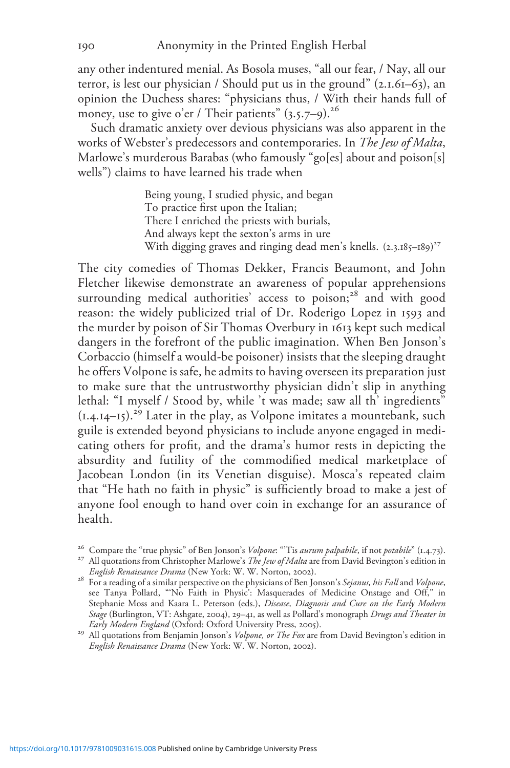any other indentured menial. As Bosola muses, "all our fear, / Nay, all our terror, is lest our physician / Should put us in the ground" (2.1.61–63), an opinion the Duchess shares: "physicians thus, / With their hands full of money, use to give o'er / Their patients" (3.5.7–9).[26]

Such dramatic anxiety over devious physicians was also apparent in the works of Webster's predecessors and contemporaries. In *The Jew of Malta*, Marlowe's murderous Barabas (who famously "go[es] about and poison[s] wells") claims to have learned his trade when

> Being young, I studied physic, and began
> To practice first upon the Italian;
> There I enriched the priests with burials,
> And always kept the sexton's arms in ure
> With digging graves and ringing dead men's knells. (2.3.185–189)[27]

The city comedies of Thomas Dekker, Francis Beaumont, and John Fletcher likewise demonstrate an awareness of popular apprehensions surrounding medical authorities' access to poison;[28] and with good reason: the widely publicized trial of Dr. Roderigo Lopez in 1593 and the murder by poison of Sir Thomas Overbury in 1613 kept such medical dangers in the forefront of the public imagination. When Ben Jonson's Corbaccio (himself a would-be poisoner) insists that the sleeping draught he offers Volpone is safe, he admits to having overseen its preparation just to make sure that the untrustworthy physician didn't slip in anything lethal: "I myself / Stood by, while 't was made; saw all th' ingredients" (1.4.14–15).[29] Later in the play, as Volpone imitates a mountebank, such guile is extended beyond physicians to include anyone engaged in medicating others for profit, and the drama's humor rests in depicting the absurdity and futility of the commodified medical marketplace of Jacobean London (in its Venetian disguise). Mosca's repeated claim that "He hath no faith in physic" is sufficiently broad to make a jest of anyone fool enough to hand over coin in exchange for an assurance of health.

---

[26] Compare the "true physic" of Ben Jonson's *Volpone*: "'Tis *aurum palpabile*, if not *potabile*" (1.4.73).

[27] All quotations from Christopher Marlowe's *The Jew of Malta* are from David Bevington's edition in *English Renaissance Drama* (New York: W. W. Norton, 2002).

[28] For a reading of a similar perspective on the physicians of Ben Jonson's *Sejanus, his Fall* and *Volpone*, see Tanya Pollard, "'No Faith in Physic': Masquerades of Medicine Onstage and Off," in Stephanie Moss and Kaara L. Peterson (eds.), *Disease, Diagnosis and Cure on the Early Modern Stage* (Burlington, VT: Ashgate, 2004), 29–41, as well as Pollard's monograph *Drugs and Theater in Early Modern England* (Oxford: Oxford University Press, 2005).

[29] All quotations from Benjamin Jonson's *Volpone, or The Fox* are from David Bevington's edition in *English Renaissance Drama* (New York: W. W. Norton, 2002).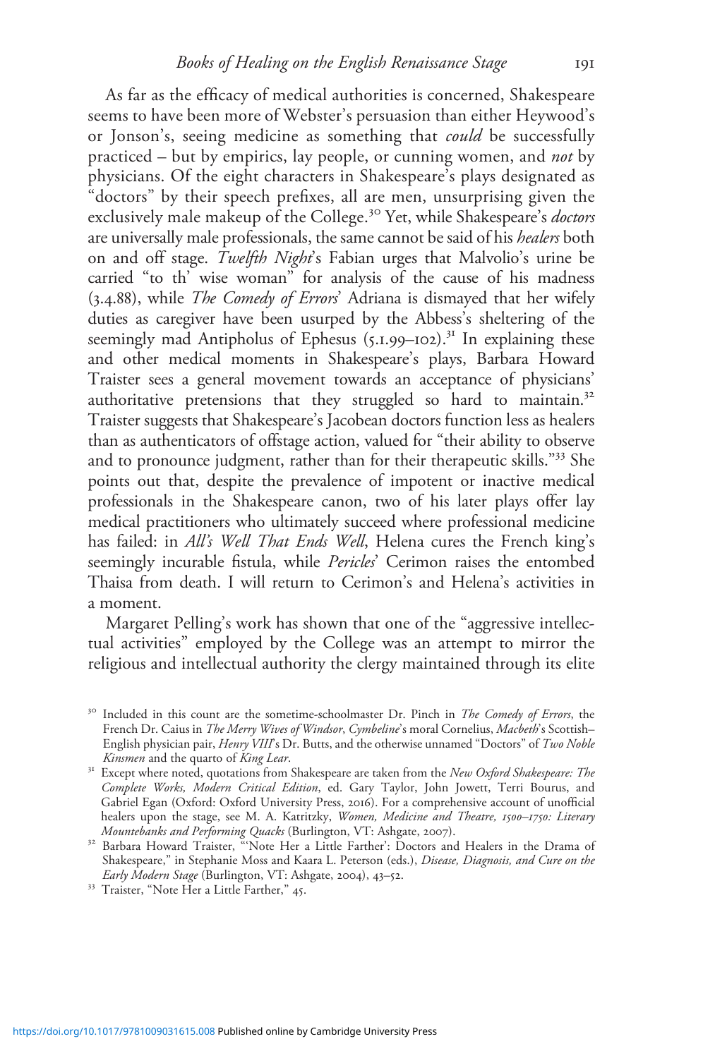As far as the efficacy of medical authorities is concerned, Shakespeare seems to have been more of Webster's persuasion than either Heywood's or Jonson's, seeing medicine as something that *could* be successfully practiced – but by empirics, lay people, or cunning women, and *not* by physicians. Of the eight characters in Shakespeare's plays designated as "doctors" by their speech prefixes, all are men, unsurprising given the exclusively male makeup of the College.[30] Yet, while Shakespeare's *doctors* are universally male professionals, the same cannot be said of his *healers* both on and off stage. *Twelfth Night*'s Fabian urges that Malvolio's urine be carried "to th' wise woman" for analysis of the cause of his madness (3.4.88), while *The Comedy of Errors*' Adriana is dismayed that her wifely duties as caregiver have been usurped by the Abbess's sheltering of the seemingly mad Antipholus of Ephesus (5.1.99–102).[31] In explaining these and other medical moments in Shakespeare's plays, Barbara Howard Traister sees a general movement towards an acceptance of physicians' authoritative pretensions that they struggled so hard to maintain.[32] Traister suggests that Shakespeare's Jacobean doctors function less as healers than as authenticators of offstage action, valued for "their ability to observe and to pronounce judgment, rather than for their therapeutic skills."[33] She points out that, despite the prevalence of impotent or inactive medical professionals in the Shakespeare canon, two of his later plays offer lay medical practitioners who ultimately succeed where professional medicine has failed: in *All's Well That Ends Well*, Helena cures the French king's seemingly incurable fistula, while *Pericles*' Cerimon raises the entombed Thaisa from death. I will return to Cerimon's and Helena's activities in a moment.

Margaret Pelling's work has shown that one of the "aggressive intellectual activities" employed by the College was an attempt to mirror the religious and intellectual authority the clergy maintained through its elite

[30] Included in this count are the sometime-schoolmaster Dr. Pinch in *The Comedy of Errors*, the French Dr. Caius in *The Merry Wives of Windsor*, *Cymbeline*'s moral Cornelius, *Macbeth*'s Scottish–English physician pair, *Henry VIII*'s Dr. Butts, and the otherwise unnamed "Doctors" of *Two Noble Kinsmen* and the quarto of *King Lear*.

[31] Except where noted, quotations from Shakespeare are taken from the *New Oxford Shakespeare: The Complete Works, Modern Critical Edition*, ed. Gary Taylor, John Jowett, Terri Bourus, and Gabriel Egan (Oxford: Oxford University Press, 2016). For a comprehensive account of unofficial healers upon the stage, see M. A. Katritzky, *Women, Medicine and Theatre, 1500–1750: Literary Mountebanks and Performing Quacks* (Burlington, VT: Ashgate, 2007).

[32] Barbara Howard Traister, "'Note Her a Little Farther': Doctors and Healers in the Drama of Shakespeare," in Stephanie Moss and Kaara L. Peterson (eds.), *Disease, Diagnosis, and Cure on the Early Modern Stage* (Burlington, VT: Ashgate, 2004), 43–52.

[33] Traister, "Note Her a Little Farther," 45.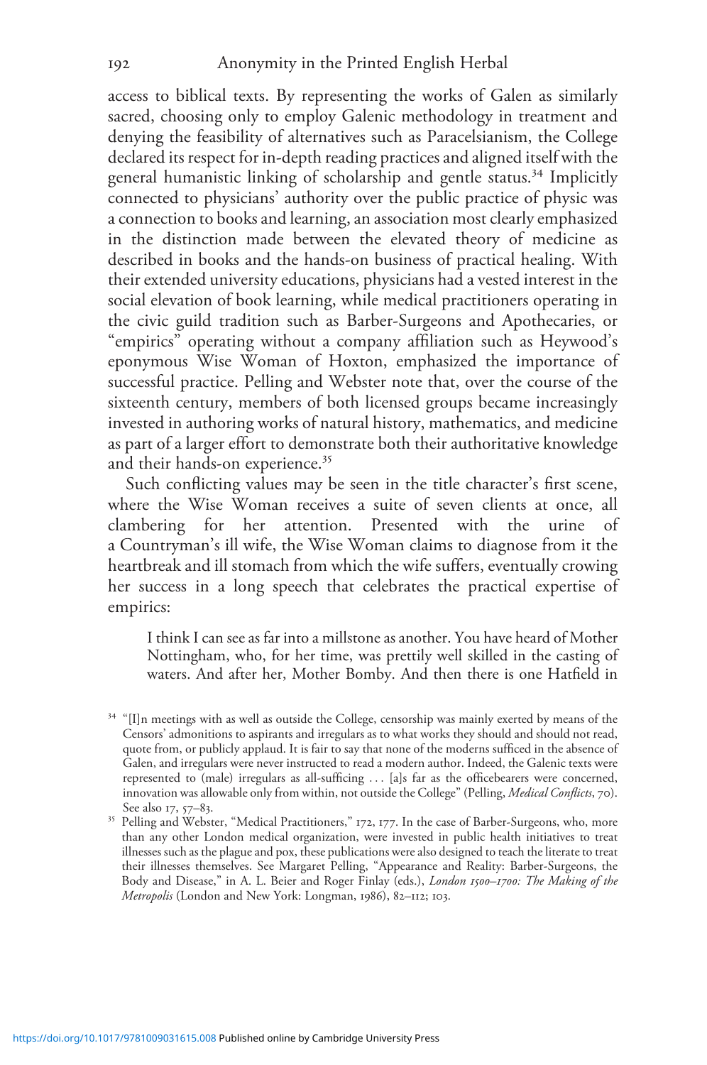access to biblical texts. By representing the works of Galen as similarly sacred, choosing only to employ Galenic methodology in treatment and denying the feasibility of alternatives such as Paracelsianism, the College declared its respect for in-depth reading practices and aligned itself with the general humanistic linking of scholarship and gentle status.[34] Implicitly connected to physicians' authority over the public practice of physic was a connection to books and learning, an association most clearly emphasized in the distinction made between the elevated theory of medicine as described in books and the hands-on business of practical healing. With their extended university educations, physicians had a vested interest in the social elevation of book learning, while medical practitioners operating in the civic guild tradition such as Barber-Surgeons and Apothecaries, or "empirics" operating without a company affiliation such as Heywood's eponymous Wise Woman of Hoxton, emphasized the importance of successful practice. Pelling and Webster note that, over the course of the sixteenth century, members of both licensed groups became increasingly invested in authoring works of natural history, mathematics, and medicine as part of a larger effort to demonstrate both their authoritative knowledge and their hands-on experience.[35]

Such conflicting values may be seen in the title character's first scene, where the Wise Woman receives a suite of seven clients at once, all clambering for her attention. Presented with the urine of a Countryman's ill wife, the Wise Woman claims to diagnose from it the heartbreak and ill stomach from which the wife suffers, eventually crowing her success in a long speech that celebrates the practical expertise of empirics:

> I think I can see as far into a millstone as another. You have heard of Mother Nottingham, who, for her time, was prettily well skilled in the casting of waters. And after her, Mother Bomby. And then there is one Hatfield in

---

[34] "[I]n meetings with as well as outside the College, censorship was mainly exerted by means of the Censors' admonitions to aspirants and irregulars as to what works they should and should not read, quote from, or publicly applaud. It is fair to say that none of the moderns sufficed in the absence of Galen, and irregulars were never instructed to read a modern author. Indeed, the Galenic texts were represented to (male) irregulars as all-sufficing . . . [a]s far as the officebearers were concerned, innovation was allowable only from within, not outside the College" (Pelling, *Medical Conflicts*, 70). See also 17, 57–83.

[35] Pelling and Webster, "Medical Practitioners," 172, 177. In the case of Barber-Surgeons, who, more than any other London medical organization, were invested in public health initiatives to treat illnesses such as the plague and pox, these publications were also designed to teach the literate to treat their illnesses themselves. See Margaret Pelling, "Appearance and Reality: Barber-Surgeons, the Body and Disease," in A. L. Beier and Roger Finlay (eds.), *London 1500–1700: The Making of the Metropolis* (London and New York: Longman, 1986), 82–112; 103.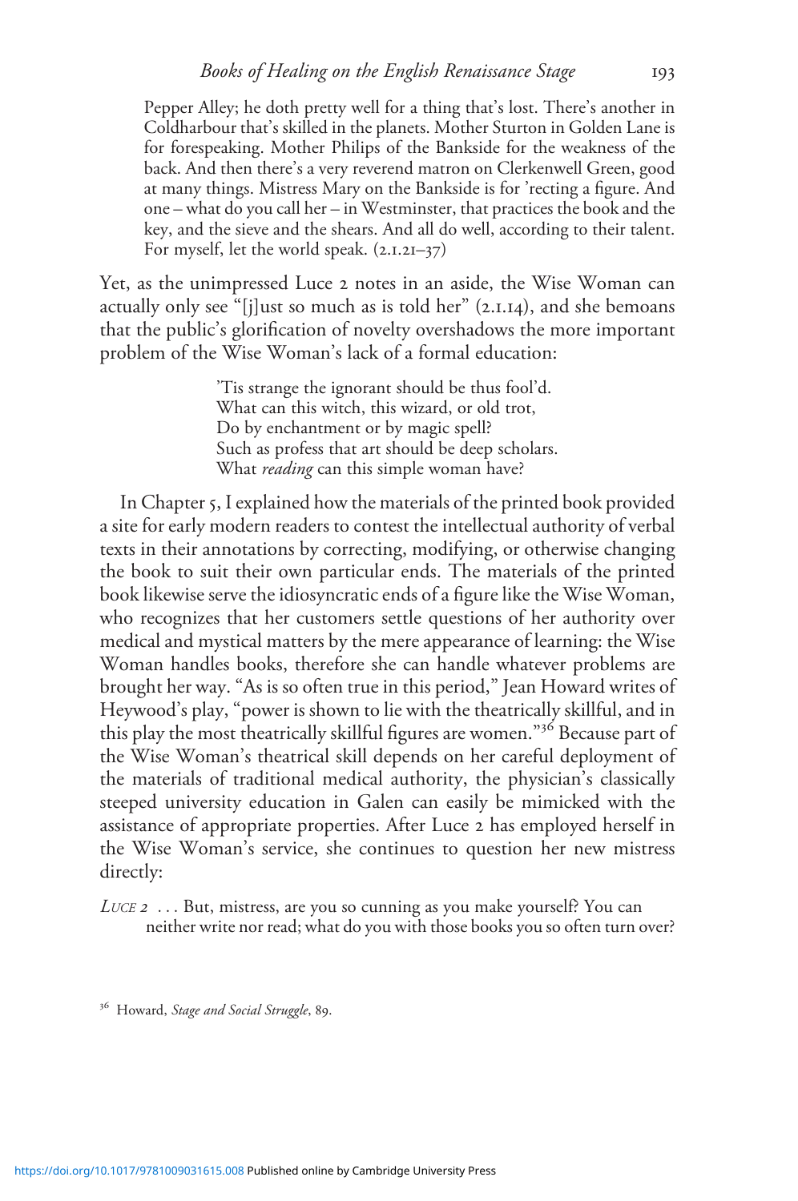Pepper Alley; he doth pretty well for a thing that's lost. There's another in Coldharbour that's skilled in the planets. Mother Sturton in Golden Lane is for forespeaking. Mother Philips of the Bankside for the weakness of the back. And then there's a very reverend matron on Clerkenwell Green, good at many things. Mistress Mary on the Bankside is for 'recting a figure. And one – what do you call her – in Westminster, that practices the book and the key, and the sieve and the shears. And all do well, according to their talent. For myself, let the world speak. (2.1.21–37)

Yet, as the unimpressed Luce 2 notes in an aside, the Wise Woman can actually only see "[j]ust so much as is told her" (2.1.14), and she bemoans that the public's glorification of novelty overshadows the more important problem of the Wise Woman's lack of a formal education:

> 'Tis strange the ignorant should be thus fool'd.
> What can this witch, this wizard, or old trot,
> Do by enchantment or by magic spell?
> Such as profess that art should be deep scholars.
> What *reading* can this simple woman have?

In Chapter 5, I explained how the materials of the printed book provided a site for early modern readers to contest the intellectual authority of verbal texts in their annotations by correcting, modifying, or otherwise changing the book to suit their own particular ends. The materials of the printed book likewise serve the idiosyncratic ends of a figure like the Wise Woman, who recognizes that her customers settle questions of her authority over medical and mystical matters by the mere appearance of learning: the Wise Woman handles books, therefore she can handle whatever problems are brought her way. "As is so often true in this period," Jean Howard writes of Heywood's play, "power is shown to lie with the theatrically skillful, and in this play the most theatrically skillful figures are women."[36] Because part of the Wise Woman's theatrical skill depends on her careful deployment of the materials of traditional medical authority, the physician's classically steeped university education in Galen can easily be mimicked with the assistance of appropriate properties. After Luce 2 has employed herself in the Wise Woman's service, she continues to question her new mistress directly:

*Luce 2* ... But, mistress, are you so cunning as you make yourself? You can neither write nor read; what do you with those books you so often turn over?

[36] Howard, *Stage and Social Struggle*, 89.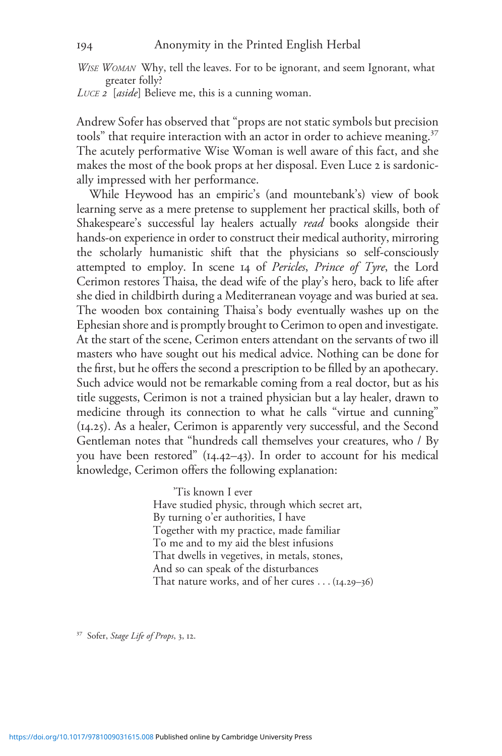*Wise Woman* Why, tell the leaves. For to be ignorant, and seem Ignorant, what greater folly?

*Luce 2* [*aside*] Believe me, this is a cunning woman.

Andrew Sofer has observed that "props are not static symbols but precision tools" that require interaction with an actor in order to achieve meaning.[37] The acutely performative Wise Woman is well aware of this fact, and she makes the most of the book props at her disposal. Even Luce 2 is sardonically impressed with her performance.

While Heywood has an empiric's (and mountebank's) view of book learning serve as a mere pretense to supplement her practical skills, both of Shakespeare's successful lay healers actually *read* books alongside their hands-on experience in order to construct their medical authority, mirroring the scholarly humanistic shift that the physicians so self-consciously attempted to employ. In scene 14 of *Pericles, Prince of Tyre*, the Lord Cerimon restores Thaisa, the dead wife of the play's hero, back to life after she died in childbirth during a Mediterranean voyage and was buried at sea. The wooden box containing Thaisa's body eventually washes up on the Ephesian shore and is promptly brought to Cerimon to open and investigate. At the start of the scene, Cerimon enters attendant on the servants of two ill masters who have sought out his medical advice. Nothing can be done for the first, but he offers the second a prescription to be filled by an apothecary. Such advice would not be remarkable coming from a real doctor, but as his title suggests, Cerimon is not a trained physician but a lay healer, drawn to medicine through its connection to what he calls "virtue and cunning" (14.25). As a healer, Cerimon is apparently very successful, and the Second Gentleman notes that "hundreds call themselves your creatures, who / By you have been restored" (14.42–43). In order to account for his medical knowledge, Cerimon offers the following explanation:

> 'Tis known I ever
> Have studied physic, through which secret art,
> By turning o'er authorities, I have
> Together with my practice, made familiar
> To me and to my aid the blest infusions
> That dwells in vegetives, in metals, stones,
> And so can speak of the disturbances
> That nature works, and of her cures . . . (14.29–36)

[37] Sofer, *Stage Life of Props*, 3, 12.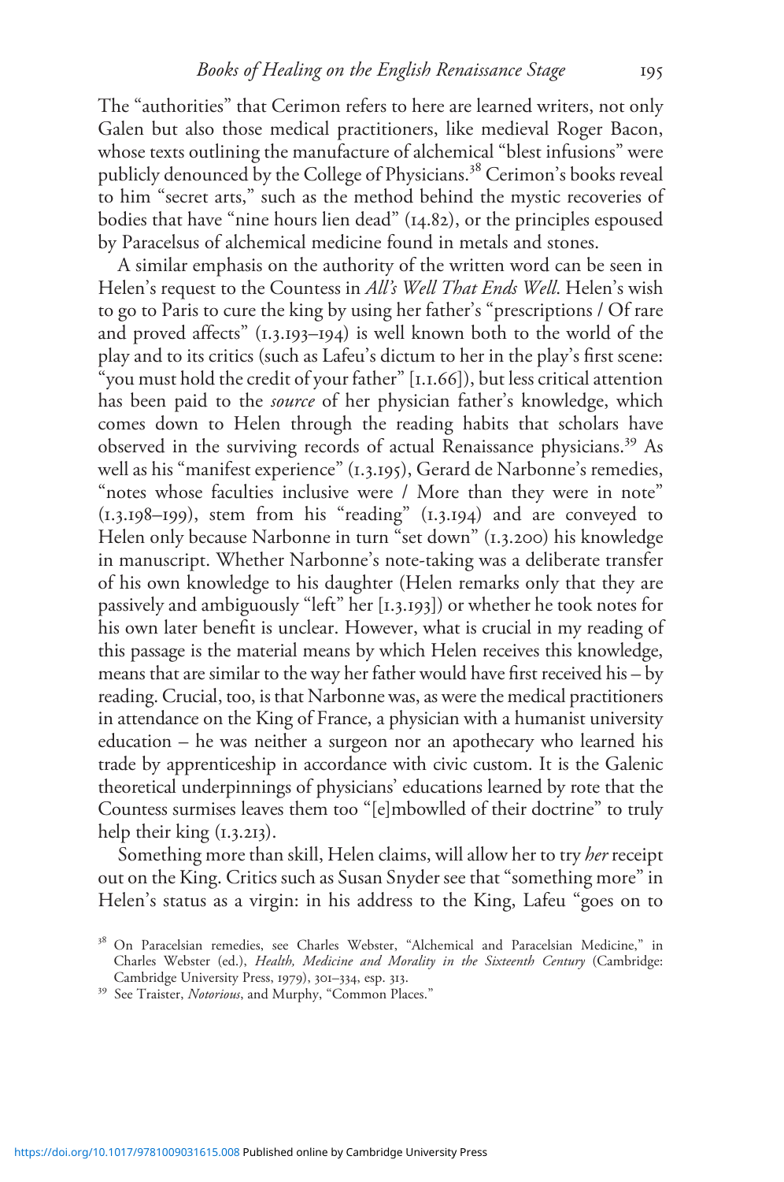The "authorities" that Cerimon refers to here are learned writers, not only Galen but also those medical practitioners, like medieval Roger Bacon, whose texts outlining the manufacture of alchemical "blest infusions" were publicly denounced by the College of Physicians.[38] Cerimon's books reveal to him "secret arts," such as the method behind the mystic recoveries of bodies that have "nine hours lien dead" (14.82), or the principles espoused by Paracelsus of alchemical medicine found in metals and stones.

A similar emphasis on the authority of the written word can be seen in Helen's request to the Countess in *All's Well That Ends Well*. Helen's wish to go to Paris to cure the king by using her father's "prescriptions / Of rare and proved affects" (1.3.193–194) is well known both to the world of the play and to its critics (such as Lafeu's dictum to her in the play's first scene: "you must hold the credit of your father" [1.1.66]), but less critical attention has been paid to the *source* of her physician father's knowledge, which comes down to Helen through the reading habits that scholars have observed in the surviving records of actual Renaissance physicians.[39] As well as his "manifest experience" (1.3.195), Gerard de Narbonne's remedies, "notes whose faculties inclusive were / More than they were in note" (1.3.198–199), stem from his "reading" (1.3.194) and are conveyed to Helen only because Narbonne in turn "set down" (1.3.200) his knowledge in manuscript. Whether Narbonne's note-taking was a deliberate transfer of his own knowledge to his daughter (Helen remarks only that they are passively and ambiguously "left" her [1.3.193]) or whether he took notes for his own later benefit is unclear. However, what is crucial in my reading of this passage is the material means by which Helen receives this knowledge, means that are similar to the way her father would have first received his – by reading. Crucial, too, is that Narbonne was, as were the medical practitioners in attendance on the King of France, a physician with a humanist university education – he was neither a surgeon nor an apothecary who learned his trade by apprenticeship in accordance with civic custom. It is the Galenic theoretical underpinnings of physicians' educations learned by rote that the Countess surmises leaves them too "[e]mbowlled of their doctrine" to truly help their king (1.3.213).

Something more than skill, Helen claims, will allow her to try *her* receipt out on the King. Critics such as Susan Snyder see that "something more" in Helen's status as a virgin: in his address to the King, Lafeu "goes on to

[38] On Paracelsian remedies, see Charles Webster, "Alchemical and Paracelsian Medicine," in Charles Webster (ed.), *Health, Medicine and Morality in the Sixteenth Century* (Cambridge: Cambridge University Press, 1979), 301–334, esp. 313.

[39] See Traister, *Notorious*, and Murphy, "Common Places."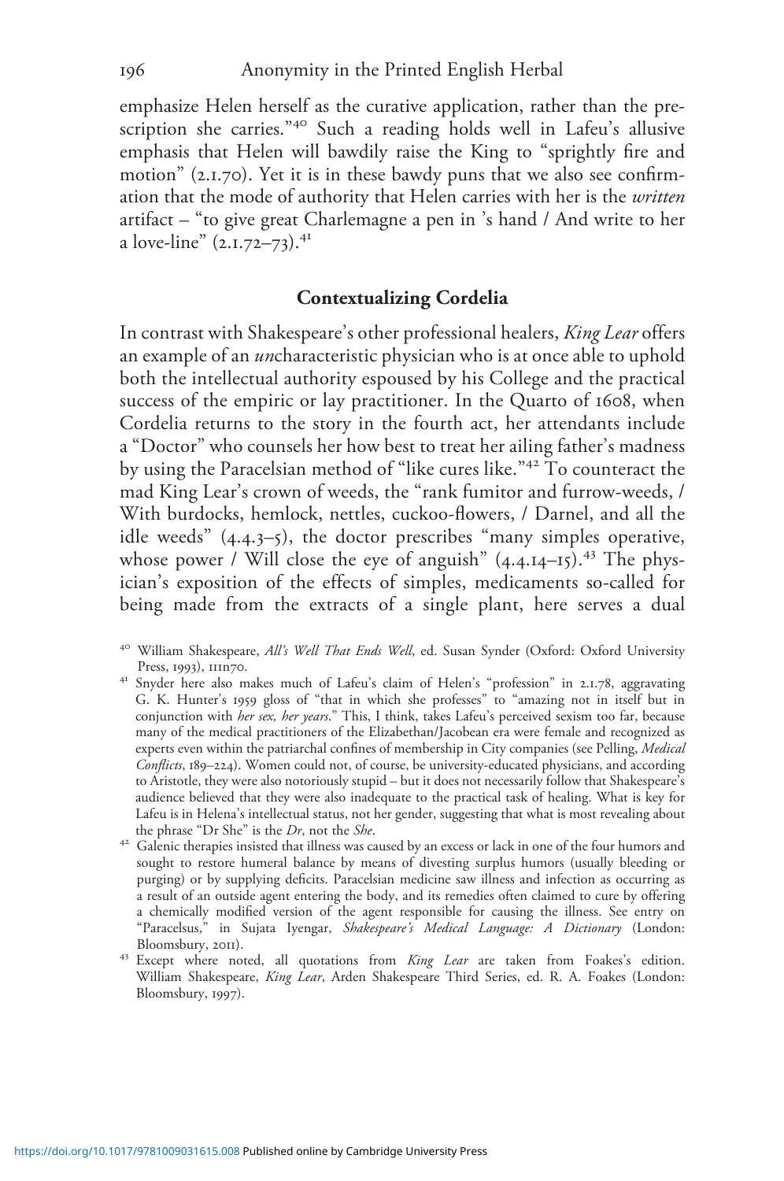emphasize Helen herself as the curative application, rather than the prescription she carries."[40] Such a reading holds well in Lafeu's allusive emphasis that Helen will bawdily raise the King to "sprightly fire and motion" (2.1.70). Yet it is in these bawdy puns that we also see confirmation that the mode of authority that Helen carries with her is the *written* artifact – "to give great Charlemagne a pen in 's hand / And write to her a love-line" (2.1.72–73).[41]

## Contextualizing Cordelia

In contrast with Shakespeare's other professional healers, *King Lear* offers an example of an *un*characteristic physician who is at once able to uphold both the intellectual authority espoused by his College and the practical success of the empiric or lay practitioner. In the Quarto of 1608, when Cordelia returns to the story in the fourth act, her attendants include a "Doctor" who counsels her how best to treat her ailing father's madness by using the Paracelsian method of "like cures like."[42] To counteract the mad King Lear's crown of weeds, the "rank fumitor and furrow-weeds, / With burdocks, hemlock, nettles, cuckoo-flowers, / Darnel, and all the idle weeds" (4.4.3–5), the doctor prescribes "many simples operative, whose power / Will close the eye of anguish" (4.4.14–15).[43] The physician's exposition of the effects of simples, medicaments so-called for being made from the extracts of a single plant, here serves a dual

---

[40] William Shakespeare, *All's Well That Ends Well*, ed. Susan Synder (Oxford: Oxford University Press, 1993), 111n70.

[41] Snyder here also makes much of Lafeu's claim of Helen's "profession" in 2.1.78, aggravating G. K. Hunter's 1959 gloss of "that in which she professes" to "amazing not in itself but in conjunction with *her sex, her years*." This, I think, takes Lafeu's perceived sexism too far, because many of the medical practitioners of the Elizabethan/Jacobean era were female and recognized as experts even within the patriarchal confines of membership in City companies (see Pelling, *Medical Conflicts*, 189–224). Women could not, of course, be university-educated physicians, and according to Aristotle, they were also notoriously stupid – but it does not necessarily follow that Shakespeare's audience believed that they were also inadequate to the practical task of healing. What is key for Lafeu is in Helena's intellectual status, not her gender, suggesting that what is most revealing about the phrase "Dr She" is the *Dr*, not the *She*.

[42] Galenic therapies insisted that illness was caused by an excess or lack in one of the four humors and sought to restore humeral balance by means of divesting surplus humors (usually bleeding or purging) or by supplying deficits. Paracelsian medicine saw illness and infection as occurring as a result of an outside agent entering the body, and its remedies often claimed to cure by offering a chemically modified version of the agent responsible for causing the illness. See entry on "Paracelsus," in Sujata Iyengar, *Shakespeare's Medical Language: A Dictionary* (London: Bloomsbury, 2011).

[43] Except where noted, all quotations from *King Lear* are taken from Foakes's edition. William Shakespeare, *King Lear*, Arden Shakespeare Third Series, ed. R. A. Foakes (London: Bloomsbury, 1997).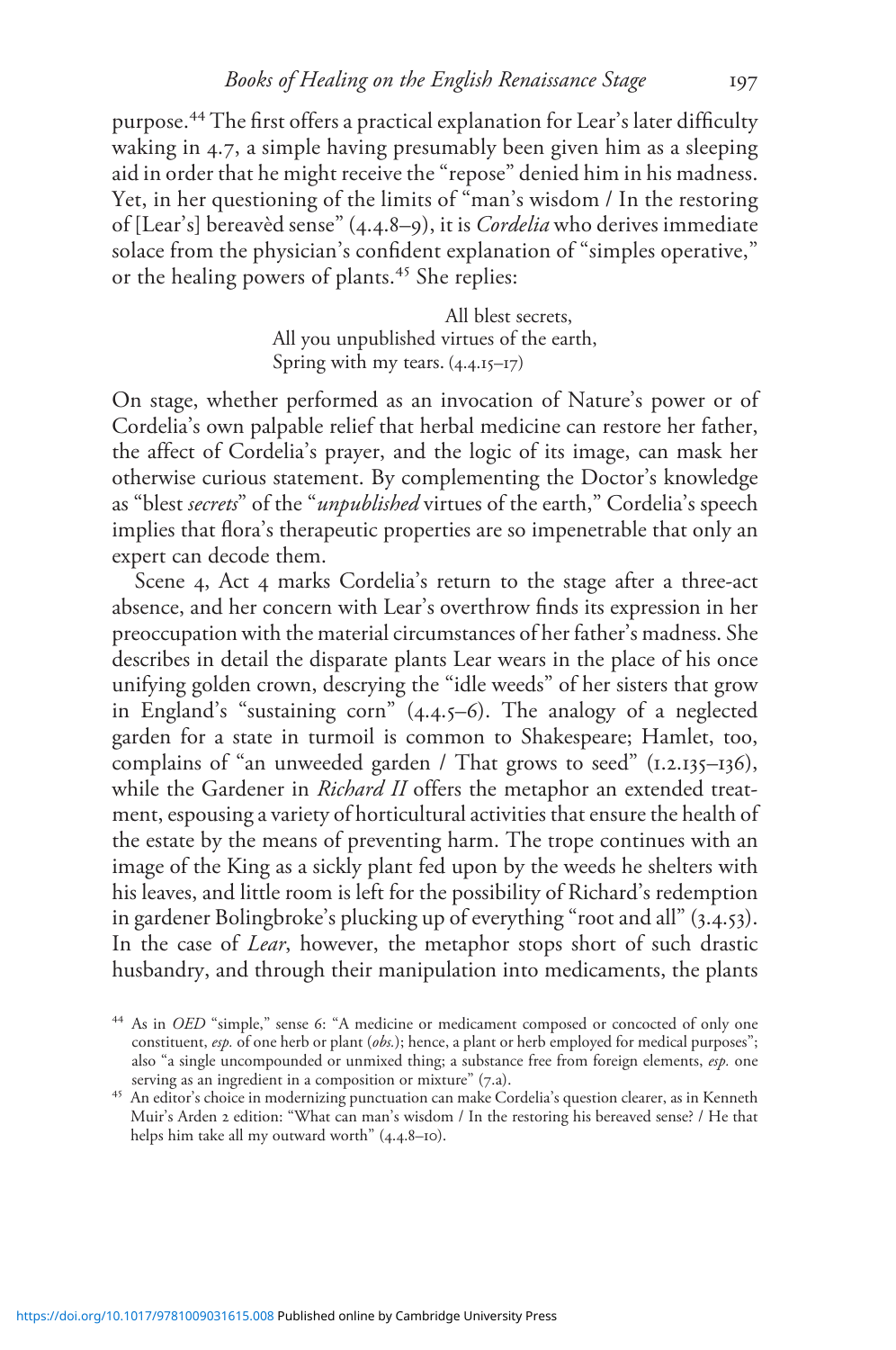purpose.[44] The first offers a practical explanation for Lear's later difficulty waking in 4.7, a simple having presumably been given him as a sleeping aid in order that he might receive the "repose" denied him in his madness. Yet, in her questioning of the limits of "man's wisdom / In the restoring of [Lear's] bereavèd sense" (4.4.8–9), it is *Cordelia* who derives immediate solace from the physician's confident explanation of "simples operative," or the healing powers of plants.[45] She replies:

> All blest secrets,
> All you unpublished virtues of the earth,
> Spring with my tears. (4.4.15–17)

On stage, whether performed as an invocation of Nature's power or of Cordelia's own palpable relief that herbal medicine can restore her father, the affect of Cordelia's prayer, and the logic of its image, can mask her otherwise curious statement. By complementing the Doctor's knowledge as "blest *secrets*" of the "*unpublished* virtues of the earth," Cordelia's speech implies that flora's therapeutic properties are so impenetrable that only an expert can decode them.

Scene 4, Act 4 marks Cordelia's return to the stage after a three-act absence, and her concern with Lear's overthrow finds its expression in her preoccupation with the material circumstances of her father's madness. She describes in detail the disparate plants Lear wears in the place of his once unifying golden crown, descrying the "idle weeds" of her sisters that grow in England's "sustaining corn" (4.4.5–6). The analogy of a neglected garden for a state in turmoil is common to Shakespeare; Hamlet, too, complains of "an unweeded garden / That grows to seed" (1.2.135–136), while the Gardener in *Richard II* offers the metaphor an extended treatment, espousing a variety of horticultural activities that ensure the health of the estate by the means of preventing harm. The trope continues with an image of the King as a sickly plant fed upon by the weeds he shelters with his leaves, and little room is left for the possibility of Richard's redemption in gardener Bolingbroke's plucking up of everything "root and all" (3.4.53). In the case of *Lear*, however, the metaphor stops short of such drastic husbandry, and through their manipulation into medicaments, the plants

---

[44] As in *OED* "simple," sense 6: "A medicine or medicament composed or concocted of only one constituent, *esp.* of one herb or plant (*obs.*); hence, a plant or herb employed for medical purposes"; also "a single uncompounded or unmixed thing; a substance free from foreign elements, *esp.* one serving as an ingredient in a composition or mixture" (7.a).

[45] An editor's choice in modernizing punctuation can make Cordelia's question clearer, as in Kenneth Muir's Arden 2 edition: "What can man's wisdom / In the restoring his bereaved sense? / He that helps him take all my outward worth" (4.4.8–10).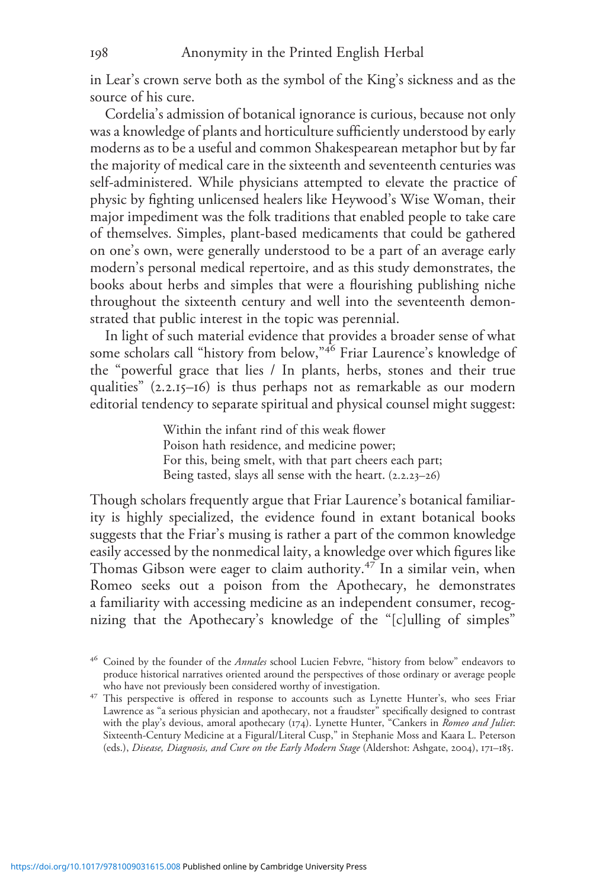in Lear's crown serve both as the symbol of the King's sickness and as the source of his cure.

Cordelia's admission of botanical ignorance is curious, because not only was a knowledge of plants and horticulture sufficiently understood by early moderns as to be a useful and common Shakespearean metaphor but by far the majority of medical care in the sixteenth and seventeenth centuries was self-administered. While physicians attempted to elevate the practice of physic by fighting unlicensed healers like Heywood's Wise Woman, their major impediment was the folk traditions that enabled people to take care of themselves. Simples, plant-based medicaments that could be gathered on one's own, were generally understood to be a part of an average early modern's personal medical repertoire, and as this study demonstrates, the books about herbs and simples that were a flourishing publishing niche throughout the sixteenth century and well into the seventeenth demonstrated that public interest in the topic was perennial.

In light of such material evidence that provides a broader sense of what some scholars call "history from below,"[46] Friar Laurence's knowledge of the "powerful grace that lies / In plants, herbs, stones and their true qualities" (2.2.15–16) is thus perhaps not as remarkable as our modern editorial tendency to separate spiritual and physical counsel might suggest:

> Within the infant rind of this weak flower
> Poison hath residence, and medicine power;
> For this, being smelt, with that part cheers each part;
> Being tasted, slays all sense with the heart. (2.2.23–26)

Though scholars frequently argue that Friar Laurence's botanical familiarity is highly specialized, the evidence found in extant botanical books suggests that the Friar's musing is rather a part of the common knowledge easily accessed by the nonmedical laity, a knowledge over which figures like Thomas Gibson were eager to claim authority.[47] In a similar vein, when Romeo seeks out a poison from the Apothecary, he demonstrates a familiarity with accessing medicine as an independent consumer, recognizing that the Apothecary's knowledge of the "[c]ulling of simples"

[46] Coined by the founder of the *Annales* school Lucien Febvre, "history from below" endeavors to produce historical narratives oriented around the perspectives of those ordinary or average people who have not previously been considered worthy of investigation.

[47] This perspective is offered in response to accounts such as Lynette Hunter's, who sees Friar Lawrence as "a serious physician and apothecary, not a fraudster" specifically designed to contrast with the play's devious, amoral apothecary (174). Lynette Hunter, "Cankers in *Romeo and Juliet*: Sixteenth-Century Medicine at a Figural/Literal Cusp," in Stephanie Moss and Kaara L. Peterson (eds.), *Disease, Diagnosis, and Cure on the Early Modern Stage* (Aldershot: Ashgate, 2004), 171–185.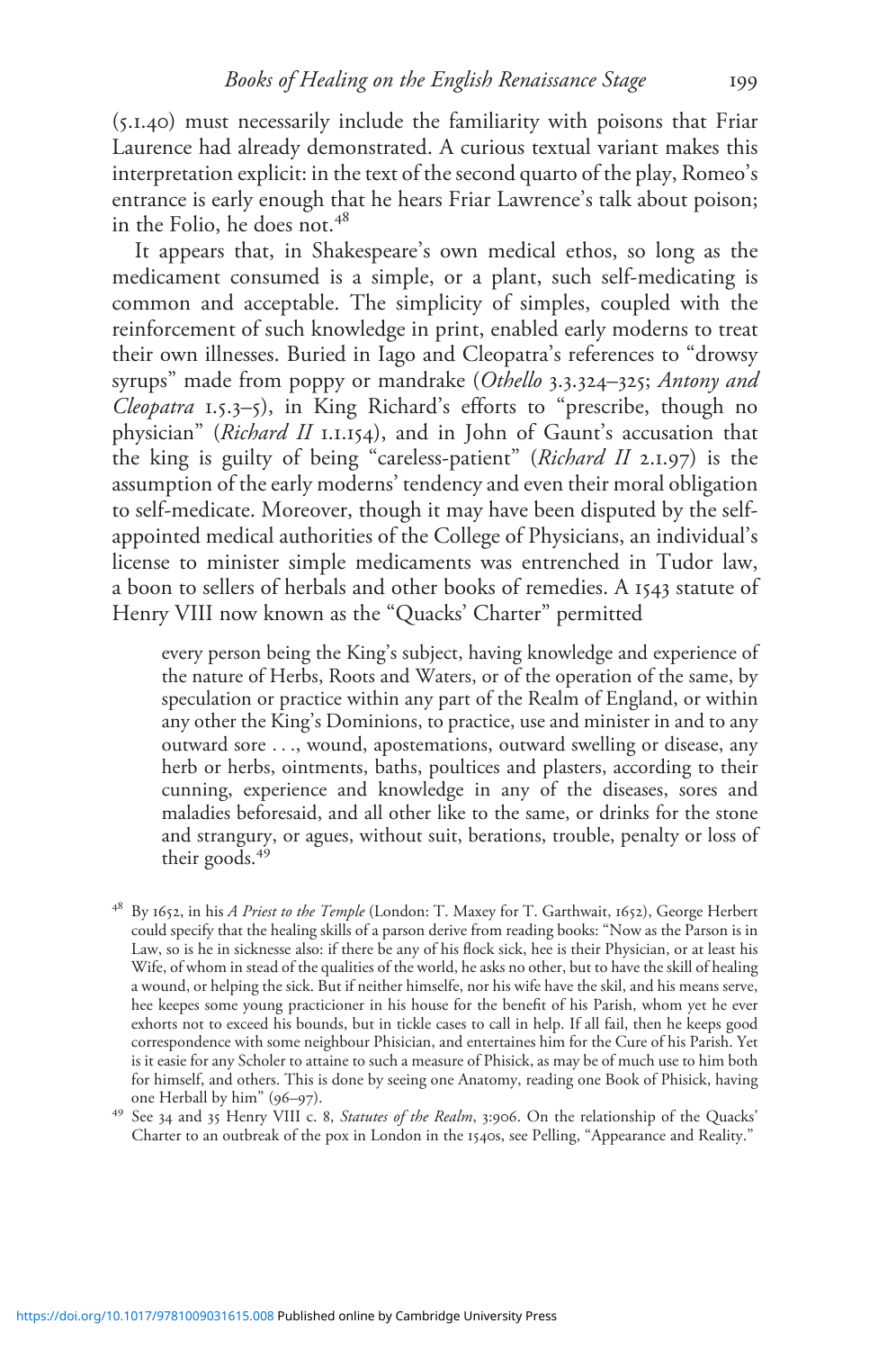(5.1.40) must necessarily include the familiarity with poisons that Friar Laurence had already demonstrated. A curious textual variant makes this interpretation explicit: in the text of the second quarto of the play, Romeo's entrance is early enough that he hears Friar Lawrence's talk about poison; in the Folio, he does not.[48]

It appears that, in Shakespeare's own medical ethos, so long as the medicament consumed is a simple, or a plant, such self-medicating is common and acceptable. The simplicity of simples, coupled with the reinforcement of such knowledge in print, enabled early moderns to treat their own illnesses. Buried in Iago and Cleopatra's references to "drowsy syrups" made from poppy or mandrake (*Othello* 3.3.324–325; *Antony and Cleopatra* 1.5.3–5), in King Richard's efforts to "prescribe, though no physician" (*Richard II* 1.1.154), and in John of Gaunt's accusation that the king is guilty of being "careless-patient" (*Richard II* 2.1.97) is the assumption of the early moderns' tendency and even their moral obligation to self-medicate. Moreover, though it may have been disputed by the self-appointed medical authorities of the College of Physicians, an individual's license to minister simple medicaments was entrenched in Tudor law, a boon to sellers of herbals and other books of remedies. A 1543 statute of Henry VIII now known as the "Quacks' Charter" permitted

> every person being the King's subject, having knowledge and experience of the nature of Herbs, Roots and Waters, or of the operation of the same, by speculation or practice within any part of the Realm of England, or within any other the King's Dominions, to practice, use and minister in and to any outward sore . . ., wound, apostemations, outward swelling or disease, any herb or herbs, ointments, baths, poultices and plasters, according to their cunning, experience and knowledge in any of the diseases, sores and maladies beforesaid, and all other like to the same, or drinks for the stone and strangury, or agues, without suit, berations, trouble, penalty or loss of their goods.[49]

---

[48] By 1652, in his *A Priest to the Temple* (London: T. Maxey for T. Garthwait, 1652), George Herbert could specify that the healing skills of a parson derive from reading books: "Now as the Parson is in Law, so is he in sicknesse also: if there be any of his flock sick, hee is their Physician, or at least his Wife, of whom in stead of the qualities of the world, he asks no other, but to have the skill of healing a wound, or helping the sick. But if neither himselfe, nor his wife have the skil, and his means serve, hee keepes some young practicioner in his house for the benefit of his Parish, whom yet he ever exhorts not to exceed his bounds, but in tickle cases to call in help. If all fail, then he keeps good correspondence with some neighbour Phisician, and entertaines him for the Cure of his Parish. Yet is it easie for any Scholer to attaine to such a measure of Phisick, as may be of much use to him both for himself, and others. This is done by seeing one Anatomy, reading one Book of Phisick, having one Herball by him" (96–97).

[49] See 34 and 35 Henry VIII c. 8, *Statutes of the Realm*, 3:906. On the relationship of the Quacks' Charter to an outbreak of the pox in London in the 1540s, see Pelling, "Appearance and Reality."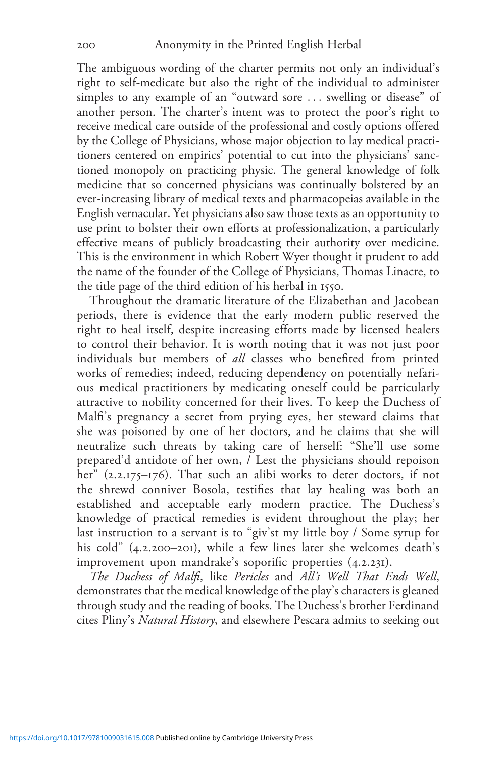The ambiguous wording of the charter permits not only an individual's right to self-medicate but also the right of the individual to administer simples to any example of an "outward sore . . . swelling or disease" of another person. The charter's intent was to protect the poor's right to receive medical care outside of the professional and costly options offered by the College of Physicians, whose major objection to lay medical practitioners centered on empirics' potential to cut into the physicians' sanctioned monopoly on practicing physic. The general knowledge of folk medicine that so concerned physicians was continually bolstered by an ever-increasing library of medical texts and pharmacopeias available in the English vernacular. Yet physicians also saw those texts as an opportunity to use print to bolster their own efforts at professionalization, a particularly effective means of publicly broadcasting their authority over medicine. This is the environment in which Robert Wyer thought it prudent to add the name of the founder of the College of Physicians, Thomas Linacre, to the title page of the third edition of his herbal in 1550.

Throughout the dramatic literature of the Elizabethan and Jacobean periods, there is evidence that the early modern public reserved the right to heal itself, despite increasing efforts made by licensed healers to control their behavior. It is worth noting that it was not just poor individuals but members of *all* classes who benefited from printed works of remedies; indeed, reducing dependency on potentially nefarious medical practitioners by medicating oneself could be particularly attractive to nobility concerned for their lives. To keep the Duchess of Malfi's pregnancy a secret from prying eyes, her steward claims that she was poisoned by one of her doctors, and he claims that she will neutralize such threats by taking care of herself: "She'll use some prepared'd antidote of her own, / Lest the physicians should repoison her" (2.2.175–176). That such an alibi works to deter doctors, if not the shrewd conniver Bosola, testifies that lay healing was both an established and acceptable early modern practice. The Duchess's knowledge of practical remedies is evident throughout the play; her last instruction to a servant is to "giv'st my little boy / Some syrup for his cold" (4.2.200–201), while a few lines later she welcomes death's improvement upon mandrake's soporific properties (4.2.231).

*The Duchess of Malfi*, like *Pericles* and *All's Well That Ends Well*, demonstrates that the medical knowledge of the play's characters is gleaned through study and the reading of books. The Duchess's brother Ferdinand cites Pliny's *Natural History*, and elsewhere Pescara admits to seeking out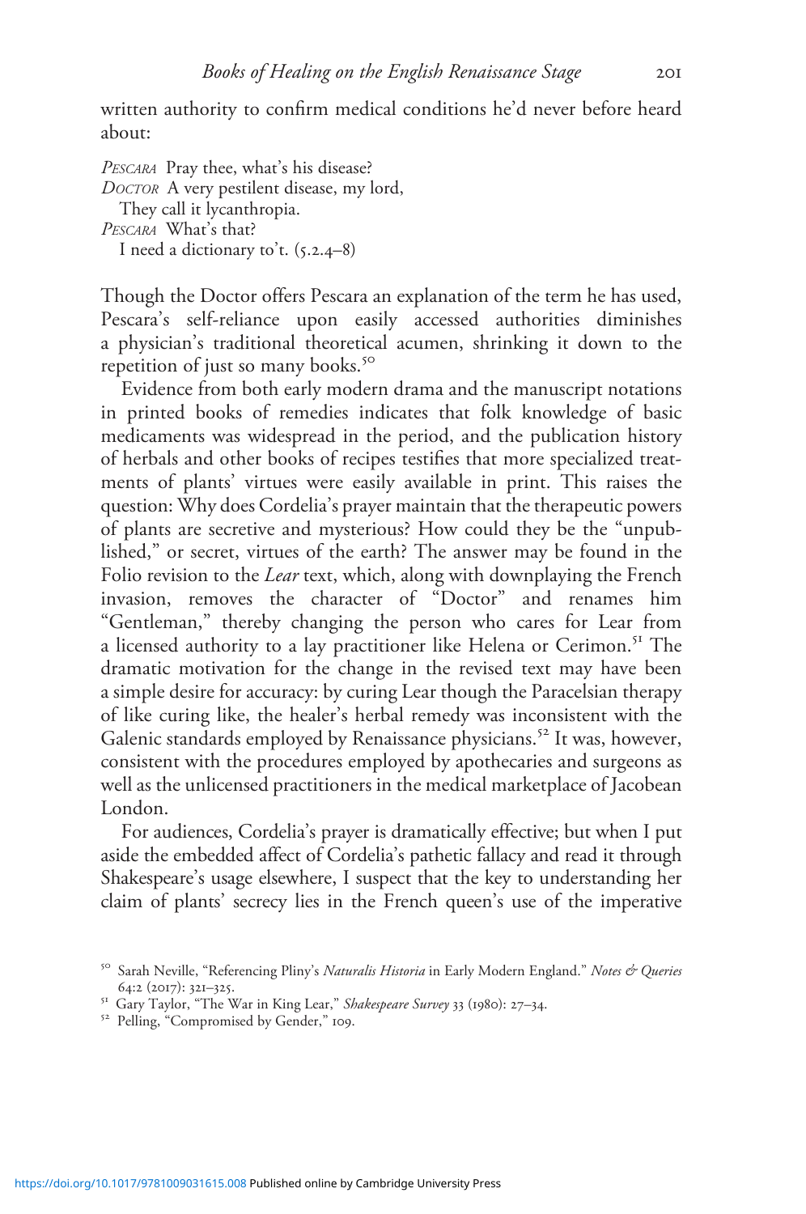written authority to confirm medical conditions he'd never before heard about:

*Pescara* Pray thee, what's his disease?
*Doctor* A very pestilent disease, my lord,
They call it lycanthropia.
*Pescara* What's that?
I need a dictionary to't. (5.2.4–8)

Though the Doctor offers Pescara an explanation of the term he has used, Pescara's self-reliance upon easily accessed authorities diminishes a physician's traditional theoretical acumen, shrinking it down to the repetition of just so many books.[50]

Evidence from both early modern drama and the manuscript notations in printed books of remedies indicates that folk knowledge of basic medicaments was widespread in the period, and the publication history of herbals and other books of recipes testifies that more specialized treatments of plants' virtues were easily available in print. This raises the question: Why does Cordelia's prayer maintain that the therapeutic powers of plants are secretive and mysterious? How could they be the "unpublished," or secret, virtues of the earth? The answer may be found in the Folio revision to the *Lear* text, which, along with downplaying the French invasion, removes the character of "Doctor" and renames him "Gentleman," thereby changing the person who cares for Lear from a licensed authority to a lay practitioner like Helena or Cerimon.[51] The dramatic motivation for the change in the revised text may have been a simple desire for accuracy: by curing Lear though the Paracelsian therapy of like curing like, the healer's herbal remedy was inconsistent with the Galenic standards employed by Renaissance physicians.[52] It was, however, consistent with the procedures employed by apothecaries and surgeons as well as the unlicensed practitioners in the medical marketplace of Jacobean London.

For audiences, Cordelia's prayer is dramatically effective; but when I put aside the embedded affect of Cordelia's pathetic fallacy and read it through Shakespeare's usage elsewhere, I suspect that the key to understanding her claim of plants' secrecy lies in the French queen's use of the imperative

[50] Sarah Neville, "Referencing Pliny's *Naturalis Historia* in Early Modern England." *Notes & Queries* 64:2 (2017): 321–325.

[51] Gary Taylor, "The War in King Lear," *Shakespeare Survey* 33 (1980): 27–34.

[52] Pelling, "Compromised by Gender," 109.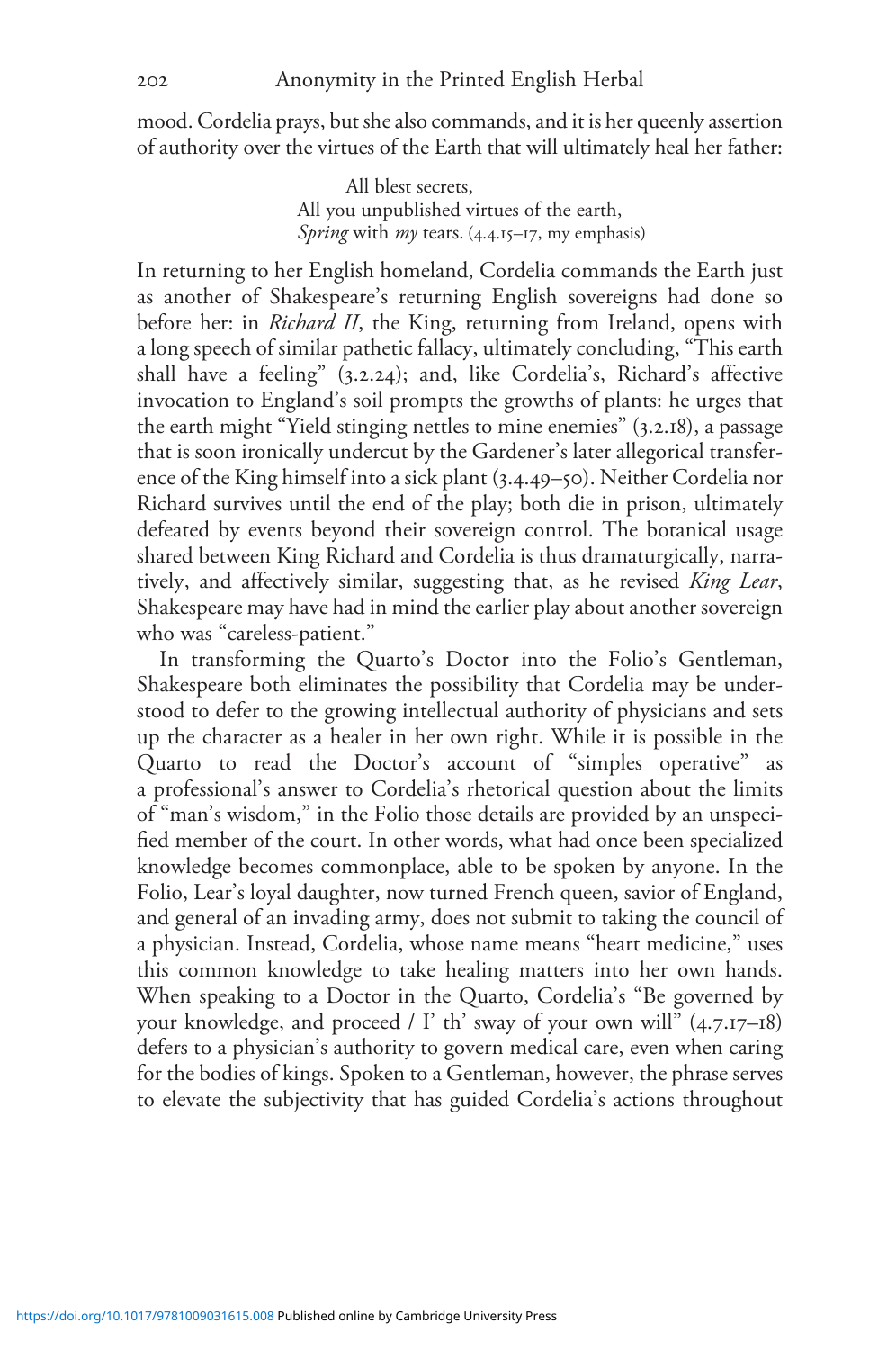mood. Cordelia prays, but she also commands, and it is her queenly assertion of authority over the virtues of the Earth that will ultimately heal her father:

> All blest secrets,
> All you unpublished virtues of the earth,
> *Spring* with *my* tears. (4.4.15–17, my emphasis)

In returning to her English homeland, Cordelia commands the Earth just as another of Shakespeare's returning English sovereigns had done so before her: in *Richard II*, the King, returning from Ireland, opens with a long speech of similar pathetic fallacy, ultimately concluding, "This earth shall have a feeling" (3.2.24); and, like Cordelia's, Richard's affective invocation to England's soil prompts the growths of plants: he urges that the earth might "Yield stinging nettles to mine enemies" (3.2.18), a passage that is soon ironically undercut by the Gardener's later allegorical transference of the King himself into a sick plant (3.4.49–50). Neither Cordelia nor Richard survives until the end of the play; both die in prison, ultimately defeated by events beyond their sovereign control. The botanical usage shared between King Richard and Cordelia is thus dramaturgically, narratively, and affectively similar, suggesting that, as he revised *King Lear*, Shakespeare may have had in mind the earlier play about another sovereign who was "careless-patient."

In transforming the Quarto's Doctor into the Folio's Gentleman, Shakespeare both eliminates the possibility that Cordelia may be understood to defer to the growing intellectual authority of physicians and sets up the character as a healer in her own right. While it is possible in the Quarto to read the Doctor's account of "simples operative" as a professional's answer to Cordelia's rhetorical question about the limits of "man's wisdom," in the Folio those details are provided by an unspecified member of the court. In other words, what had once been specialized knowledge becomes commonplace, able to be spoken by anyone. In the Folio, Lear's loyal daughter, now turned French queen, savior of England, and general of an invading army, does not submit to taking the council of a physician. Instead, Cordelia, whose name means "heart medicine," uses this common knowledge to take healing matters into her own hands. When speaking to a Doctor in the Quarto, Cordelia's "Be governed by your knowledge, and proceed / I' th' sway of your own will" (4.7.17–18) defers to a physician's authority to govern medical care, even when caring for the bodies of kings. Spoken to a Gentleman, however, the phrase serves to elevate the subjectivity that has guided Cordelia's actions throughout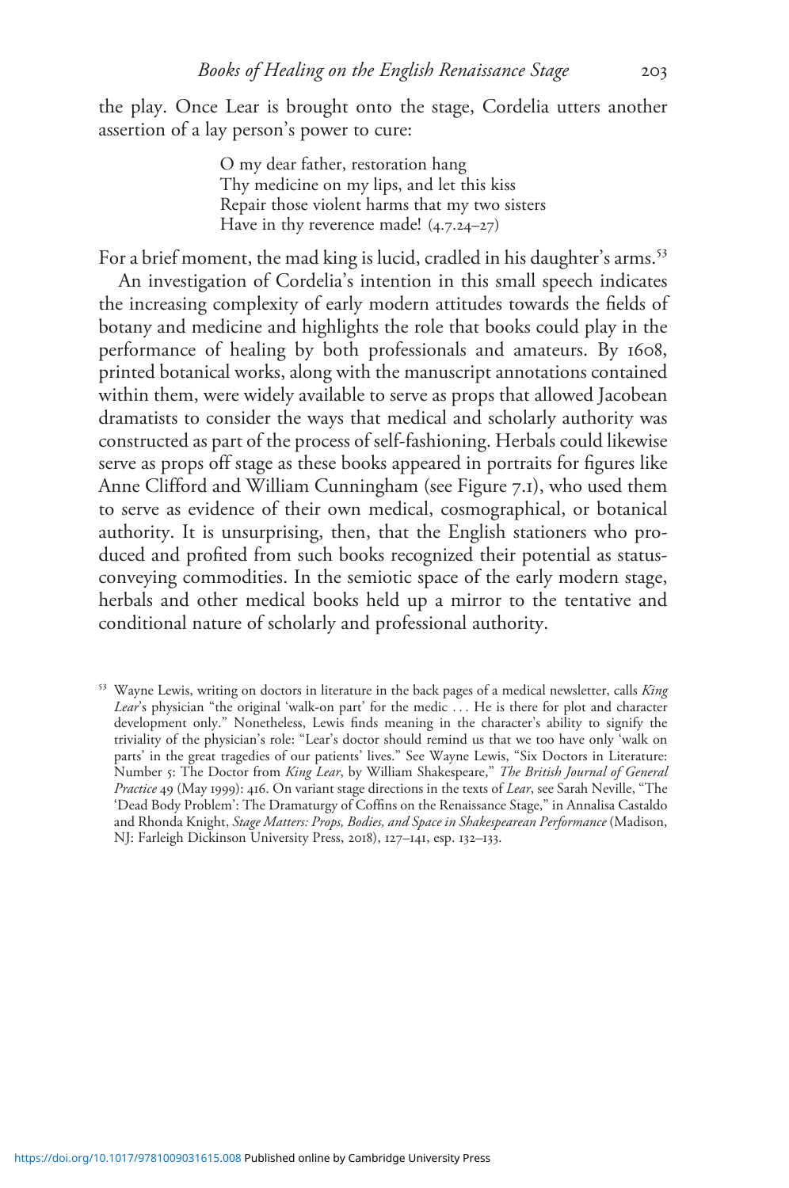the play. Once Lear is brought onto the stage, Cordelia utters another assertion of a lay person's power to cure:

> O my dear father, restoration hang
> Thy medicine on my lips, and let this kiss
> Repair those violent harms that my two sisters
> Have in thy reverence made! (4.7.24–27)

For a brief moment, the mad king is lucid, cradled in his daughter's arms.[53]

An investigation of Cordelia's intention in this small speech indicates the increasing complexity of early modern attitudes towards the fields of botany and medicine and highlights the role that books could play in the performance of healing by both professionals and amateurs. By 1608, printed botanical works, along with the manuscript annotations contained within them, were widely available to serve as props that allowed Jacobean dramatists to consider the ways that medical and scholarly authority was constructed as part of the process of self-fashioning. Herbals could likewise serve as props off stage as these books appeared in portraits for figures like Anne Clifford and William Cunningham (see Figure 7.1), who used them to serve as evidence of their own medical, cosmographical, or botanical authority. It is unsurprising, then, that the English stationers who produced and profited from such books recognized their potential as status-conveying commodities. In the semiotic space of the early modern stage, herbals and other medical books held up a mirror to the tentative and conditional nature of scholarly and professional authority.

[53] Wayne Lewis, writing on doctors in literature in the back pages of a medical newsletter, calls *King Lear*'s physician "the original 'walk-on part' for the medic … He is there for plot and character development only." Nonetheless, Lewis finds meaning in the character's ability to signify the triviality of the physician's role: "Lear's doctor should remind us that we too have only 'walk on parts' in the great tragedies of our patients' lives." See Wayne Lewis, "Six Doctors in Literature: Number 5: The Doctor from *King Lear*, by William Shakespeare," *The British Journal of General Practice* 49 (May 1999): 416. On variant stage directions in the texts of *Lear*, see Sarah Neville, "The 'Dead Body Problem': The Dramaturgy of Coffins on the Renaissance Stage," in Annalisa Castaldo and Rhonda Knight, *Stage Matters: Props, Bodies, and Space in Shakespearean Performance* (Madison, NJ: Farleigh Dickinson University Press, 2018), 127–141, esp. 132–133.